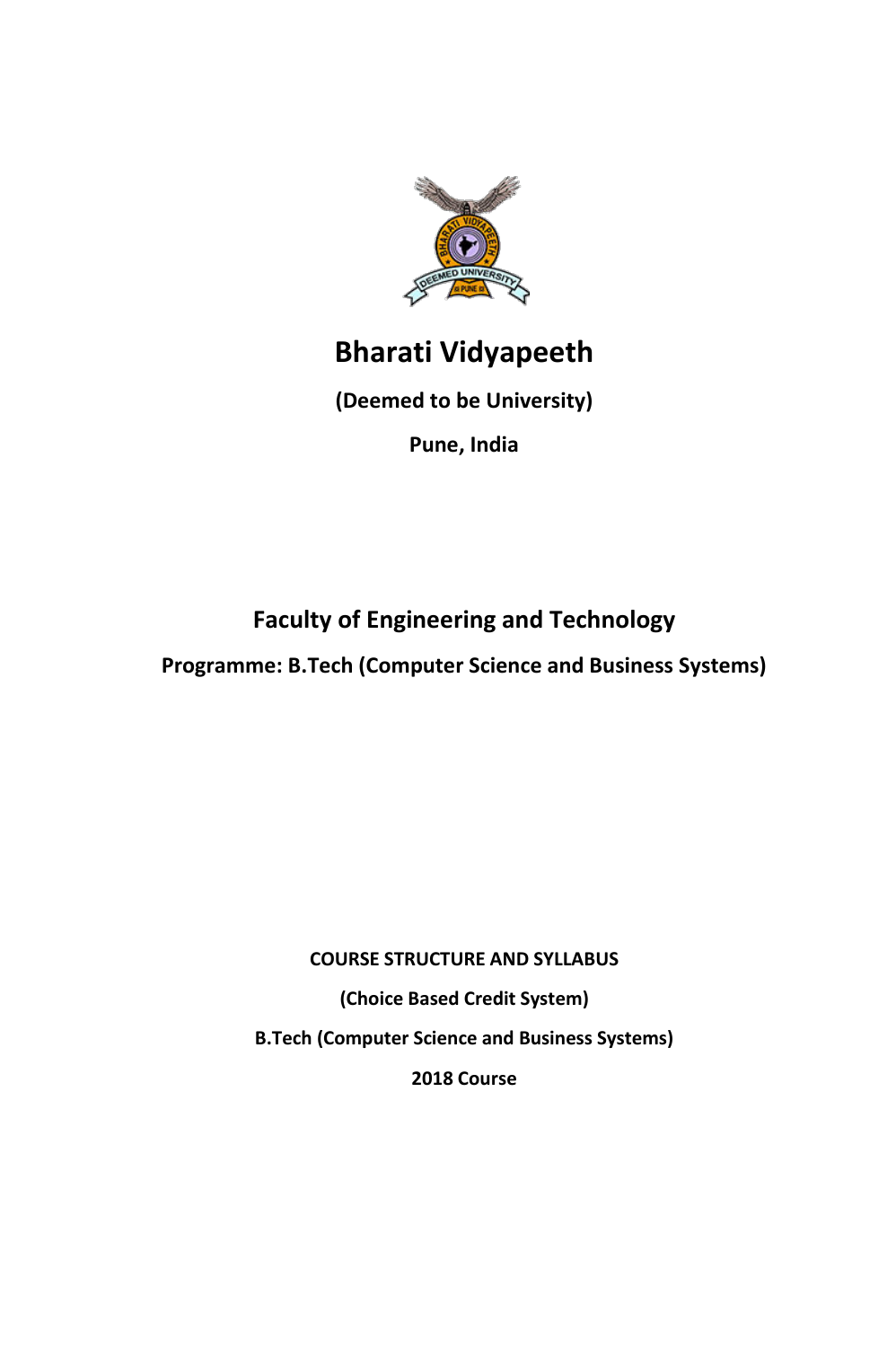# Bharati Vidyapeeth

**(Deemed to be University)**

**Pune, India**

## Faculty of Engineering and Technology

**Programme: B.Tech (Computer Science and Business Systems)**

**COURSE STRUCTURE AND SYLLABUS**

**(Choice Based Credit System)**

**B.Tech (Computer Science and Business Systems)**

**2018 Course**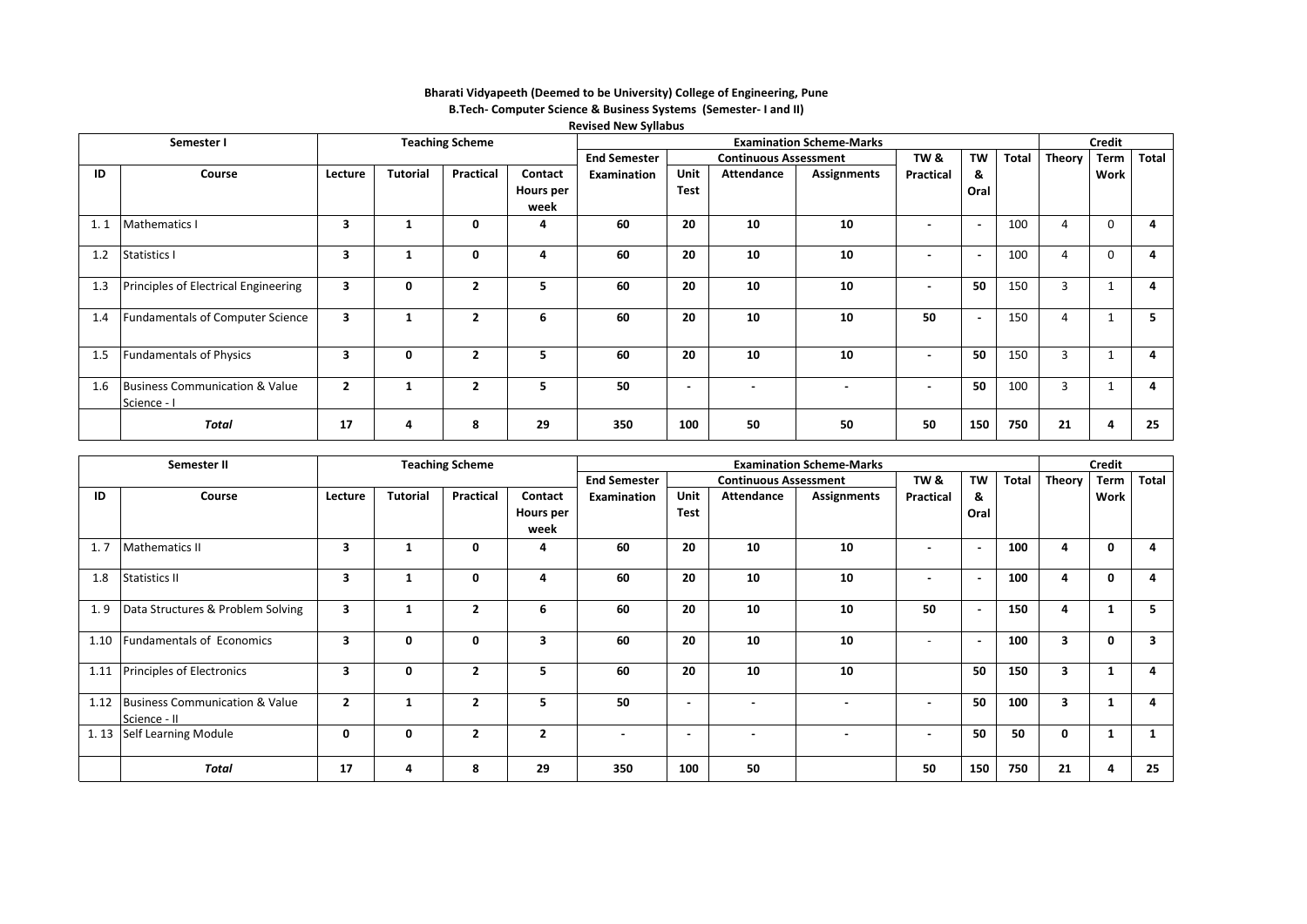**Bharati Vidyapeeth (Deemed to be University) College of Engineering, Pune**

**B.Tech- Computer Science & Business Systems (Semester- I and II)**

**Revised New Syllabus**

| Semester I | | Teaching Scheme | | | | Examination Scheme-Marks | | | | | | | Credit | | |
|---|---|---|---|---|---|---|---|---|---|---|---|---|---|---|---|
| | | | | | | End Semester | Continuous Assessment | | | TW & | TW | Total | Theory | Term | Total |
| ID | Course | Lecture | Tutorial | Practical | Contact Hours per week | Examination | Unit Test | Attendance | Assignments | Practical | & Oral | | | Work | |
| 1. 1 | Mathematics I | 3 | 1 | 0 | 4 | 60 | 20 | 10 | 10 | - | - | 100 | 4 | 0 | 4 |
| 1.2 | Statistics I | 3 | 1 | 0 | 4 | 60 | 20 | 10 | 10 | - | - | 100 | 4 | 0 | 4 |
| 1.3 | Principles of Electrical Engineering | 3 | 0 | 2 | 5 | 60 | 20 | 10 | 10 | - | 50 | 150 | 3 | 1 | 4 |
| 1.4 | Fundamentals of Computer Science | 3 | 1 | 2 | 6 | 60 | 20 | 10 | 10 | 50 | - | 150 | 4 | 1 | 5 |
| 1.5 | Fundamentals of Physics | 3 | 0 | 2 | 5 | 60 | 20 | 10 | 10 | - | 50 | 150 | 3 | 1 | 4 |
| 1.6 | Business Communication & Value Science - I | 2 | 1 | 2 | 5 | 50 | - | - | - | - | 50 | 100 | 3 | 1 | 4 |
| | ***Total*** | 17 | 4 | 8 | 29 | 350 | 100 | 50 | 50 | 50 | 150 | 750 | 21 | 4 | 25 |

| Semester II | | Teaching Scheme | | | | Examination Scheme-Marks | | | | | | | Credit | | |
|---|---|---|---|---|---|---|---|---|---|---|---|---|---|---|---|
| | | | | | | End Semester | Continuous Assessment | | | TW & | TW | Total | Theory | Term | Total |
| ID | Course | Lecture | Tutorial | Practical | Contact Hours per week | Examination | Unit Test | Attendance | Assignments | Practical | & Oral | | | Work | |
| 1. 7 | Mathematics II | 3 | 1 | 0 | 4 | 60 | 20 | 10 | 10 | - | - | 100 | 4 | 0 | 4 |
| 1.8 | Statistics II | 3 | 1 | 0 | 4 | 60 | 20 | 10 | 10 | - | - | 100 | 4 | 0 | 4 |
| 1. 9 | Data Structures & Problem Solving | 3 | 1 | 2 | 6 | 60 | 20 | 10 | 10 | 50 | - | 150 | 4 | 1 | 5 |
| 1.10 | Fundamentals of Economics | 3 | 0 | 0 | 3 | 60 | 20 | 10 | 10 | - | - | 100 | 3 | 0 | 3 |
| 1.11 | Principles of Electronics | 3 | 0 | 2 | 5 | 60 | 20 | 10 | 10 | | 50 | 150 | 3 | 1 | 4 |
| 1.12 | Business Communication & Value Science - II | 2 | 1 | 2 | 5 | 50 | - | - | - | - | 50 | 100 | 3 | 1 | 4 |
| 1. 13 | Self Learning Module | 0 | 0 | 2 | 2 | - | - | - | - | - | 50 | 50 | 0 | 1 | 1 |
| | ***Total*** | 17 | 4 | 8 | 29 | 350 | 100 | 50 | | 50 | 150 | 750 | 21 | 4 | 25 |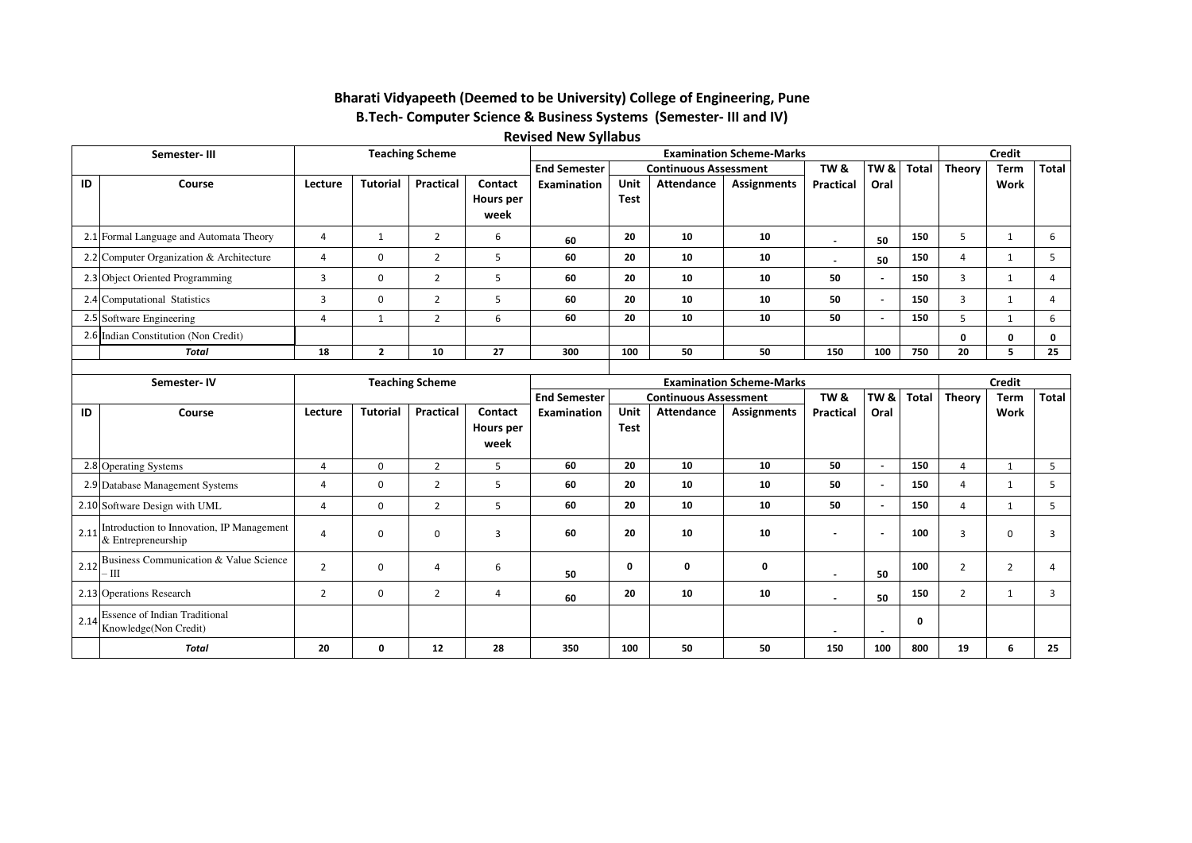## Bharati Vidyapeeth (Deemed to be University) College of Engineering, Pune

### B.Tech- Computer Science & Business Systems (Semester- III and IV)

### Revised New Syllabus

| Semester- III | | Teaching Scheme | | | | Examination Scheme-Marks | | | | | | | Credit | | |
|---|---|---|---|---|---|---|---|---|---|---|---|---|---|---|---|
| | | | | | | End Semester | Continuous Assessment | | | TW & | TW & | Total | Theory | Term | Total |
| ID | Course | Lecture | Tutorial | Practical | Contact Hours per week | Examination | Unit Test | Attendance | Assignments | Practical | Oral | | | Work | |
| 2.1 | Formal Language and Automata Theory | 4 | 1 | 2 | 6 | 60 | 20 | 10 | 10 | - | 50 | 150 | 5 | 1 | 6 |
| 2.2 | Computer Organization & Architecture | 4 | 0 | 2 | 5 | 60 | 20 | 10 | 10 | - | 50 | 150 | 4 | 1 | 5 |
| 2.3 | Object Oriented Programming | 3 | 0 | 2 | 5 | 60 | 20 | 10 | 10 | 50 | - | 150 | 3 | 1 | 4 |
| 2.4 | Computational Statistics | 3 | 0 | 2 | 5 | 60 | 20 | 10 | 10 | 50 | - | 150 | 3 | 1 | 4 |
| 2.5 | Software Engineering | 4 | 1 | 2 | 6 | 60 | 20 | 10 | 10 | 50 | - | 150 | 5 | 1 | 6 |
| 2.6 | Indian Constitution (Non Credit) | | | | | | | | | | | | 0 | 0 | 0 |
| | ***Total*** | 18 | 2 | 10 | 27 | 300 | 100 | 50 | 50 | 150 | 100 | 750 | 20 | 5 | 25 |

| Semester- IV | | Teaching Scheme | | | | Examination Scheme-Marks | | | | | | | Credit | | |
|---|---|---|---|---|---|---|---|---|---|---|---|---|---|---|---|
| | | | | | | End Semester | Continuous Assessment | | | TW & | TW & | Total | Theory | Term | Total |
| ID | Course | Lecture | Tutorial | Practical | Contact Hours per week | Examination | Unit Test | Attendance | Assignments | Practical | Oral | | | Work | |
| 2.8 | Operating Systems | 4 | 0 | 2 | 5 | 60 | 20 | 10 | 10 | 50 | - | 150 | 4 | 1 | 5 |
| 2.9 | Database Management Systems | 4 | 0 | 2 | 5 | 60 | 20 | 10 | 10 | 50 | - | 150 | 4 | 1 | 5 |
| 2.10 | Software Design with UML | 4 | 0 | 2 | 5 | 60 | 20 | 10 | 10 | 50 | - | 150 | 4 | 1 | 5 |
| 2.11 | Introduction to Innovation, IP Management & Entrepreneurship | 4 | 0 | 0 | 3 | 60 | 20 | 10 | 10 | - | - | 100 | 3 | 0 | 3 |
| 2.12 | Business Communication & Value Science – III | 2 | 0 | 4 | 6 | 50 | 0 | 0 | 0 | - | 50 | 100 | 2 | 2 | 4 |
| 2.13 | Operations Research | 2 | 0 | 2 | 4 | 60 | 20 | 10 | 10 | - | 50 | 150 | 2 | 1 | 3 |
| 2.14 | Essence of Indian Traditional Knowledge(Non Credit) | | | | | | | | | - | - | 0 | | | |
| | ***Total*** | 20 | 0 | 12 | 28 | 350 | 100 | 50 | 50 | 150 | 100 | 800 | 19 | 6 | 25 |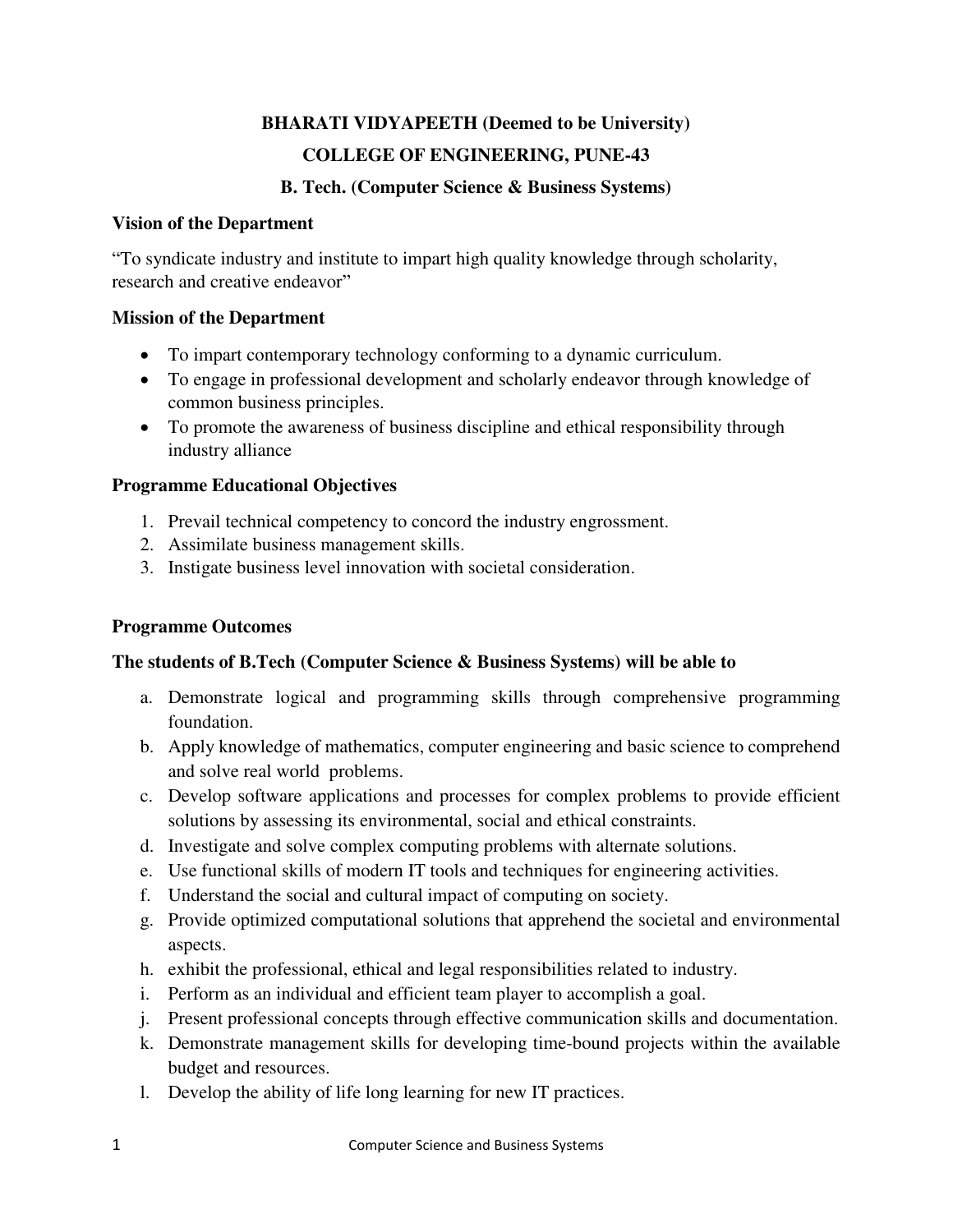# BHARATI VIDYAPEETH (Deemed to be University)

## COLLEGE OF ENGINEERING, PUNE-43

## B. Tech. (Computer Science & Business Systems)

### Vision of the Department

"To syndicate industry and institute to impart high quality knowledge through scholarity, research and creative endeavor"

### Mission of the Department

- To impart contemporary technology conforming to a dynamic curriculum.
- To engage in professional development and scholarly endeavor through knowledge of common business principles.
- To promote the awareness of business discipline and ethical responsibility through industry alliance

### Programme Educational Objectives

1. Prevail technical competency to concord the industry engrossment.
2. Assimilate business management skills.
3. Instigate business level innovation with societal consideration.

### Programme Outcomes

**The students of B.Tech (Computer Science & Business Systems) will be able to**

a. Demonstrate logical and programming skills through comprehensive programming foundation.
b. Apply knowledge of mathematics, computer engineering and basic science to comprehend and solve real world problems.
c. Develop software applications and processes for complex problems to provide efficient solutions by assessing its environmental, social and ethical constraints.
d. Investigate and solve complex computing problems with alternate solutions.
e. Use functional skills of modern IT tools and techniques for engineering activities.
f. Understand the social and cultural impact of computing on society.
g. Provide optimized computational solutions that apprehend the societal and environmental aspects.
h. exhibit the professional, ethical and legal responsibilities related to industry.
i. Perform as an individual and efficient team player to accomplish a goal.
j. Present professional concepts through effective communication skills and documentation.
k. Demonstrate management skills for developing time-bound projects within the available budget and resources.
l. Develop the ability of life long learning for new IT practices.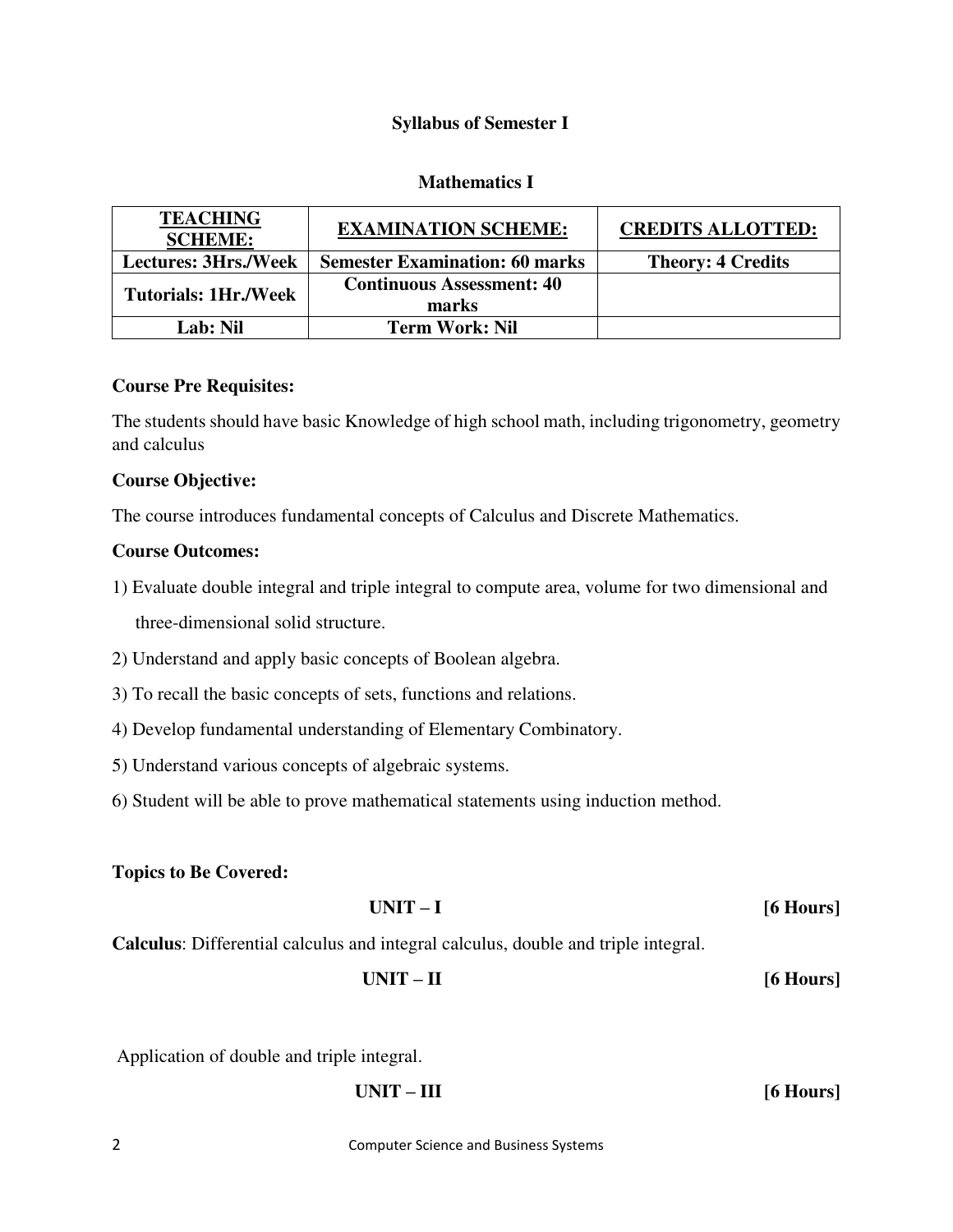## Syllabus of Semester I

### Mathematics I

| TEACHING SCHEME: | EXAMINATION SCHEME: | CREDITS ALLOTTED: |
|---|---|---|
| Lectures: 3Hrs./Week | Semester Examination: 60 marks | Theory: 4 Credits |
| Tutorials: 1Hr./Week | Continuous Assessment: 40 marks | |
| Lab: Nil | Term Work: Nil | |

**Course Pre Requisites:**

The students should have basic Knowledge of high school math, including trigonometry, geometry and calculus

**Course Objective:**

The course introduces fundamental concepts of Calculus and Discrete Mathematics.

**Course Outcomes:**

1) Evaluate double integral and triple integral to compute area, volume for two dimensional and three-dimensional solid structure.
2) Understand and apply basic concepts of Boolean algebra.
3) To recall the basic concepts of sets, functions and relations.
4) Develop fundamental understanding of Elementary Combinatory.
5) Understand various concepts of algebraic systems.
6) Student will be able to prove mathematical statements using induction method.

**Topics to Be Covered:**

**UNIT – I** **[6 Hours]**

**Calculus**: Differential calculus and integral calculus, double and triple integral.

**UNIT – II** **[6 Hours]**

Application of double and triple integral.

**UNIT – III** **[6 Hours]**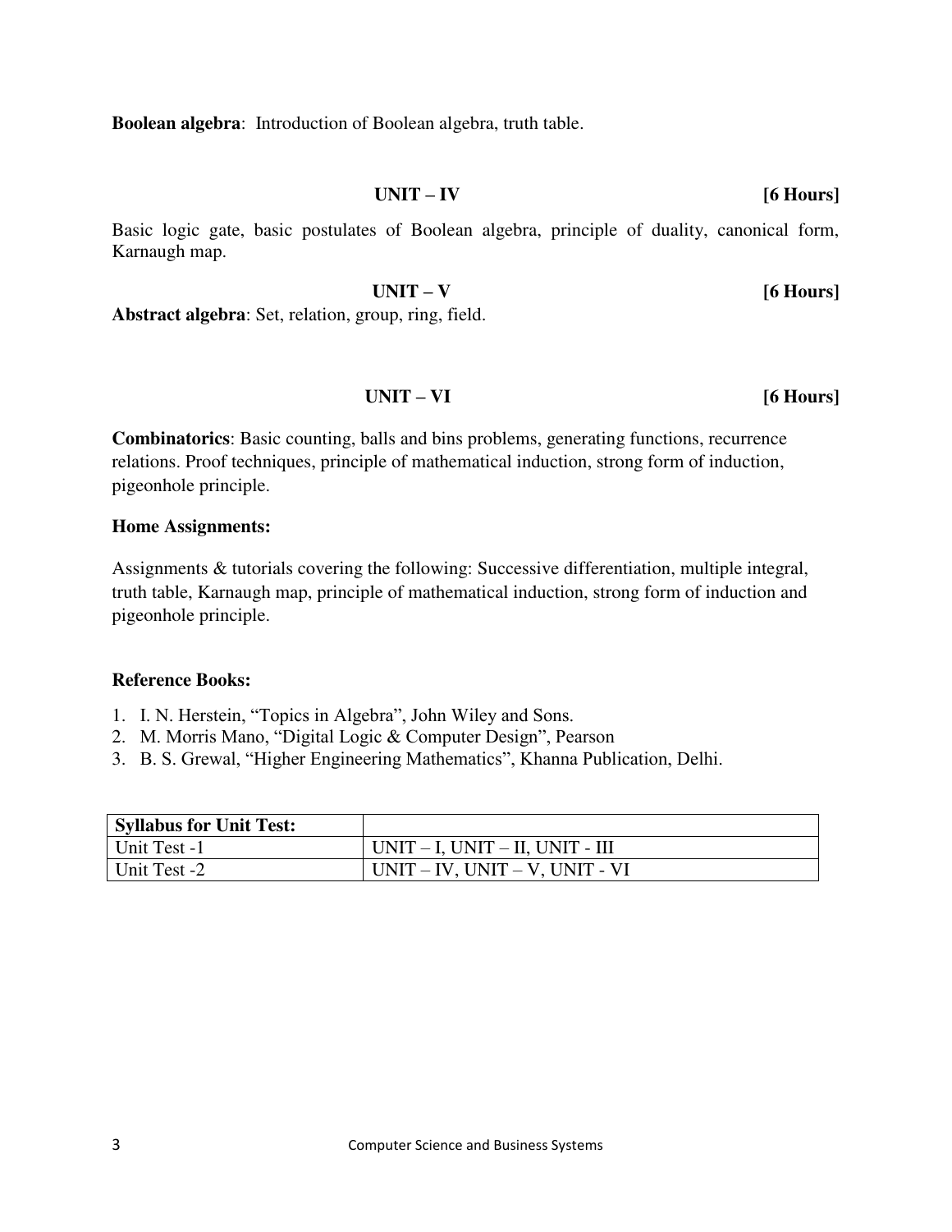**Boolean algebra**: Introduction of Boolean algebra, truth table.

### UNIT – IV [6 Hours]

Basic logic gate, basic postulates of Boolean algebra, principle of duality, canonical form, Karnaugh map.

### UNIT – V [6 Hours]

**Abstract algebra**: Set, relation, group, ring, field.

### UNIT – VI [6 Hours]

**Combinatorics**: Basic counting, balls and bins problems, generating functions, recurrence relations. Proof techniques, principle of mathematical induction, strong form of induction, pigeonhole principle.

**Home Assignments:**

Assignments & tutorials covering the following: Successive differentiation, multiple integral, truth table, Karnaugh map, principle of mathematical induction, strong form of induction and pigeonhole principle.

**Reference Books:**

1. I. N. Herstein, "Topics in Algebra", John Wiley and Sons.
2. M. Morris Mano, "Digital Logic & Computer Design", Pearson
3. B. S. Grewal, "Higher Engineering Mathematics", Khanna Publication, Delhi.

| **Syllabus for Unit Test:** | |
|---|---|
| Unit Test -1 | UNIT – I, UNIT – II, UNIT - III |
| Unit Test -2 | UNIT – IV, UNIT – V, UNIT - VI |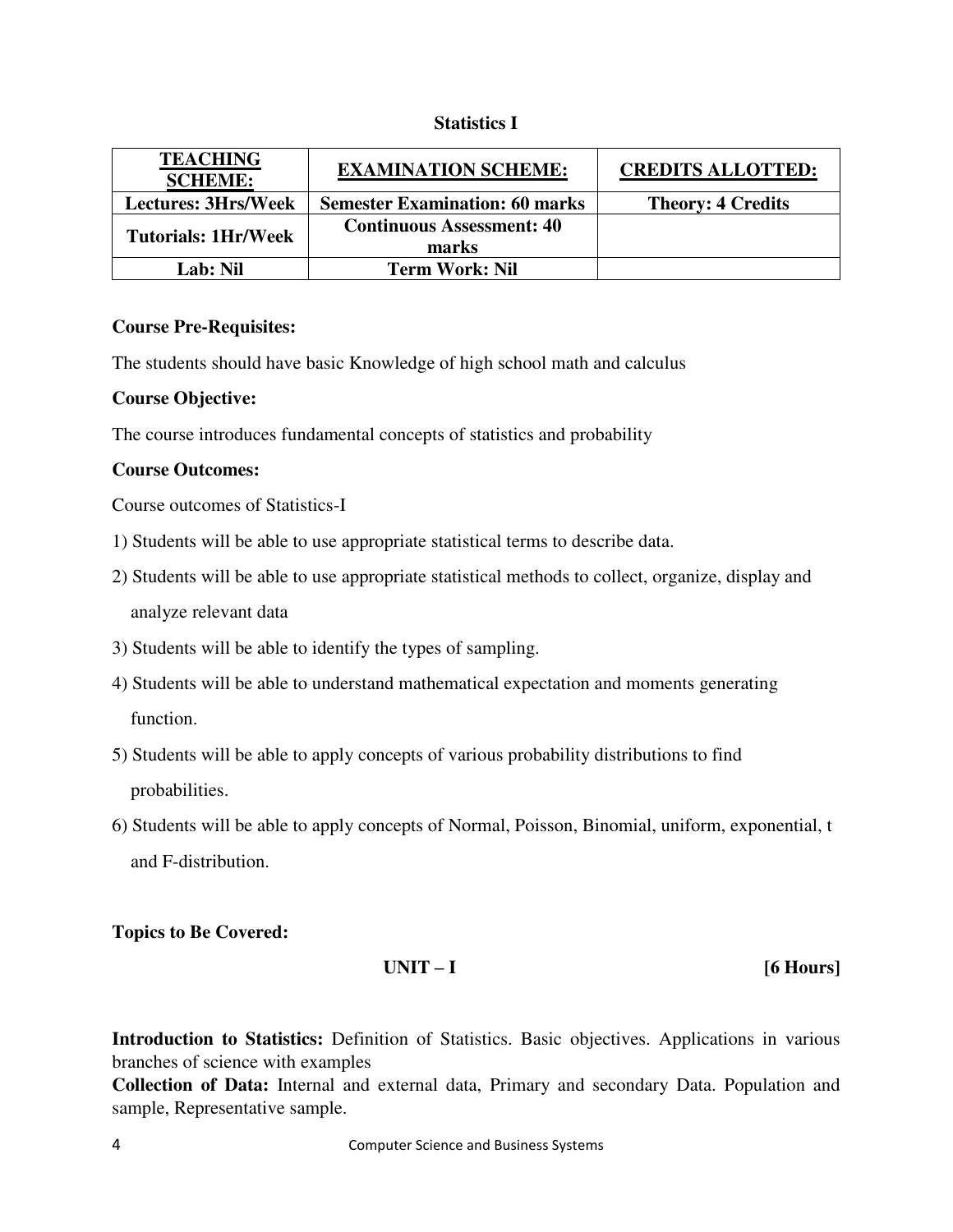## Statistics I

| TEACHING SCHEME: | EXAMINATION SCHEME: | CREDITS ALLOTTED: |
|---|---|---|
| Lectures: 3Hrs/Week | Semester Examination: 60 marks | Theory: 4 Credits |
| Tutorials: 1Hr/Week | Continuous Assessment: 40 marks | |
| Lab: Nil | Term Work: Nil | |

**Course Pre-Requisites:**

The students should have basic Knowledge of high school math and calculus

**Course Objective:**

The course introduces fundamental concepts of statistics and probability

**Course Outcomes:**

Course outcomes of Statistics-I

1) Students will be able to use appropriate statistical terms to describe data.
2) Students will be able to use appropriate statistical methods to collect, organize, display and analyze relevant data
3) Students will be able to identify the types of sampling.
4) Students will be able to understand mathematical expectation and moments generating function.
5) Students will be able to apply concepts of various probability distributions to find probabilities.
6) Students will be able to apply concepts of Normal, Poisson, Binomial, uniform, exponential, t and F-distribution.

**Topics to Be Covered:**

**UNIT – I [6 Hours]**

**Introduction to Statistics:** Definition of Statistics. Basic objectives. Applications in various branches of science with examples

**Collection of Data:** Internal and external data, Primary and secondary Data. Population and sample, Representative sample.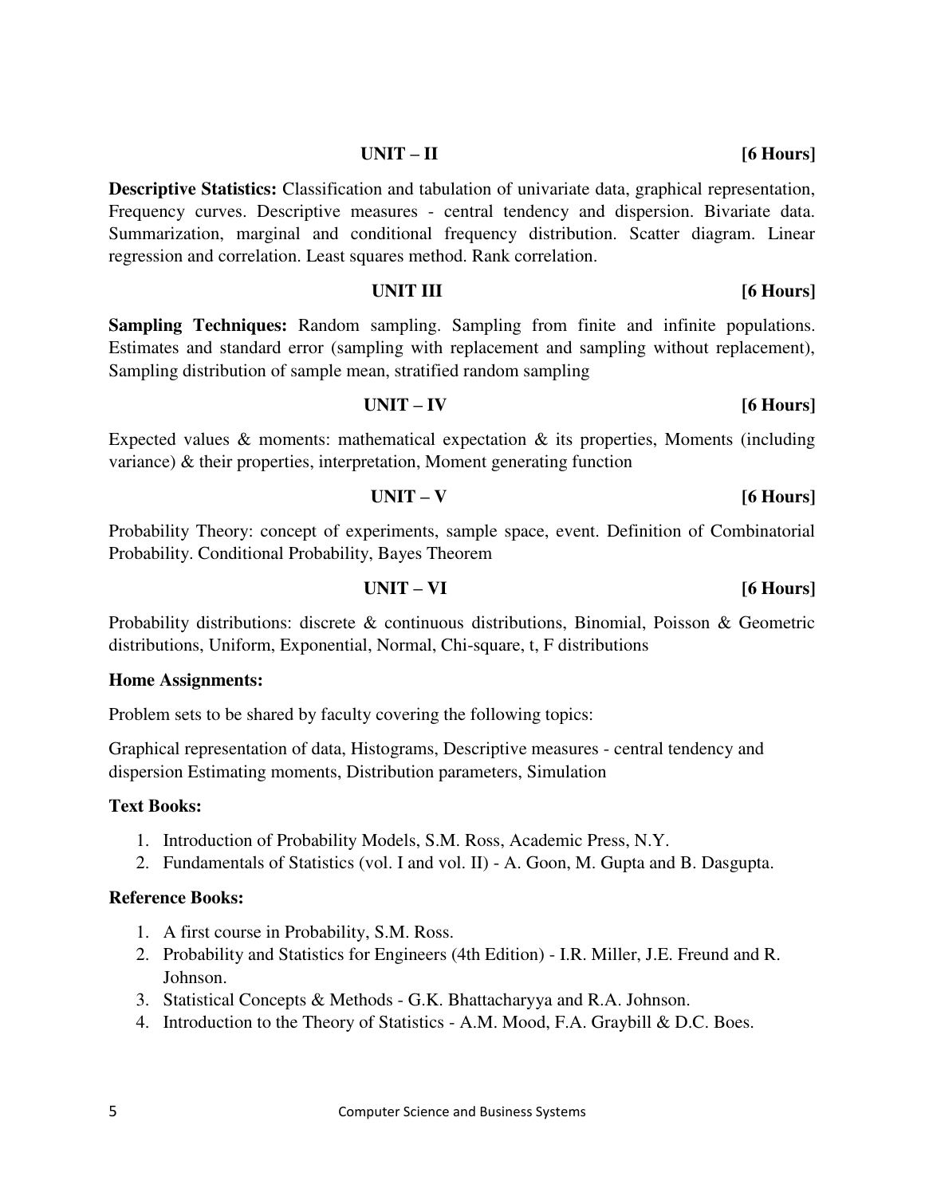### UNIT – II [6 Hours]

**Descriptive Statistics:** Classification and tabulation of univariate data, graphical representation, Frequency curves. Descriptive measures - central tendency and dispersion. Bivariate data. Summarization, marginal and conditional frequency distribution. Scatter diagram. Linear regression and correlation. Least squares method. Rank correlation.

### UNIT III [6 Hours]

**Sampling Techniques:** Random sampling. Sampling from finite and infinite populations. Estimates and standard error (sampling with replacement and sampling without replacement), Sampling distribution of sample mean, stratified random sampling

### UNIT – IV [6 Hours]

Expected values & moments: mathematical expectation & its properties, Moments (including variance) & their properties, interpretation, Moment generating function

### UNIT – V [6 Hours]

Probability Theory: concept of experiments, sample space, event. Definition of Combinatorial Probability. Conditional Probability, Bayes Theorem

### UNIT – VI [6 Hours]

Probability distributions: discrete & continuous distributions, Binomial, Poisson & Geometric distributions, Uniform, Exponential, Normal, Chi-square, t, F distributions

**Home Assignments:**

Problem sets to be shared by faculty covering the following topics:

Graphical representation of data, Histograms, Descriptive measures - central tendency and dispersion Estimating moments, Distribution parameters, Simulation

**Text Books:**

1. Introduction of Probability Models, S.M. Ross, Academic Press, N.Y.
2. Fundamentals of Statistics (vol. I and vol. II) - A. Goon, M. Gupta and B. Dasgupta.

**Reference Books:**

1. A first course in Probability, S.M. Ross.
2. Probability and Statistics for Engineers (4th Edition) - I.R. Miller, J.E. Freund and R. Johnson.
3. Statistical Concepts & Methods - G.K. Bhattacharyya and R.A. Johnson.
4. Introduction to the Theory of Statistics - A.M. Mood, F.A. Graybill & D.C. Boes.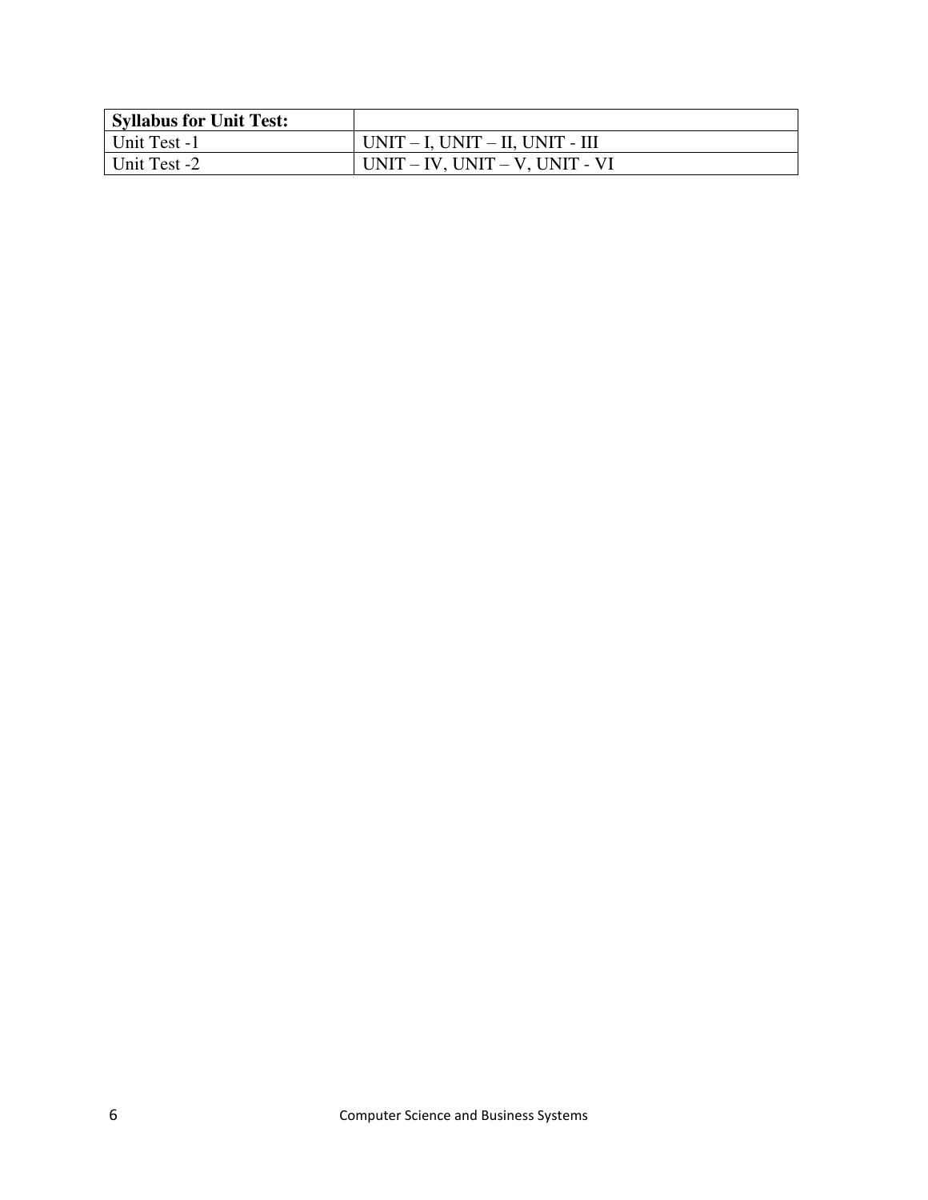| **Syllabus for Unit Test:** | |
|---|---|
| Unit Test -1 | UNIT – I, UNIT – II, UNIT - III |
| Unit Test -2 | UNIT – IV, UNIT – V, UNIT - VI |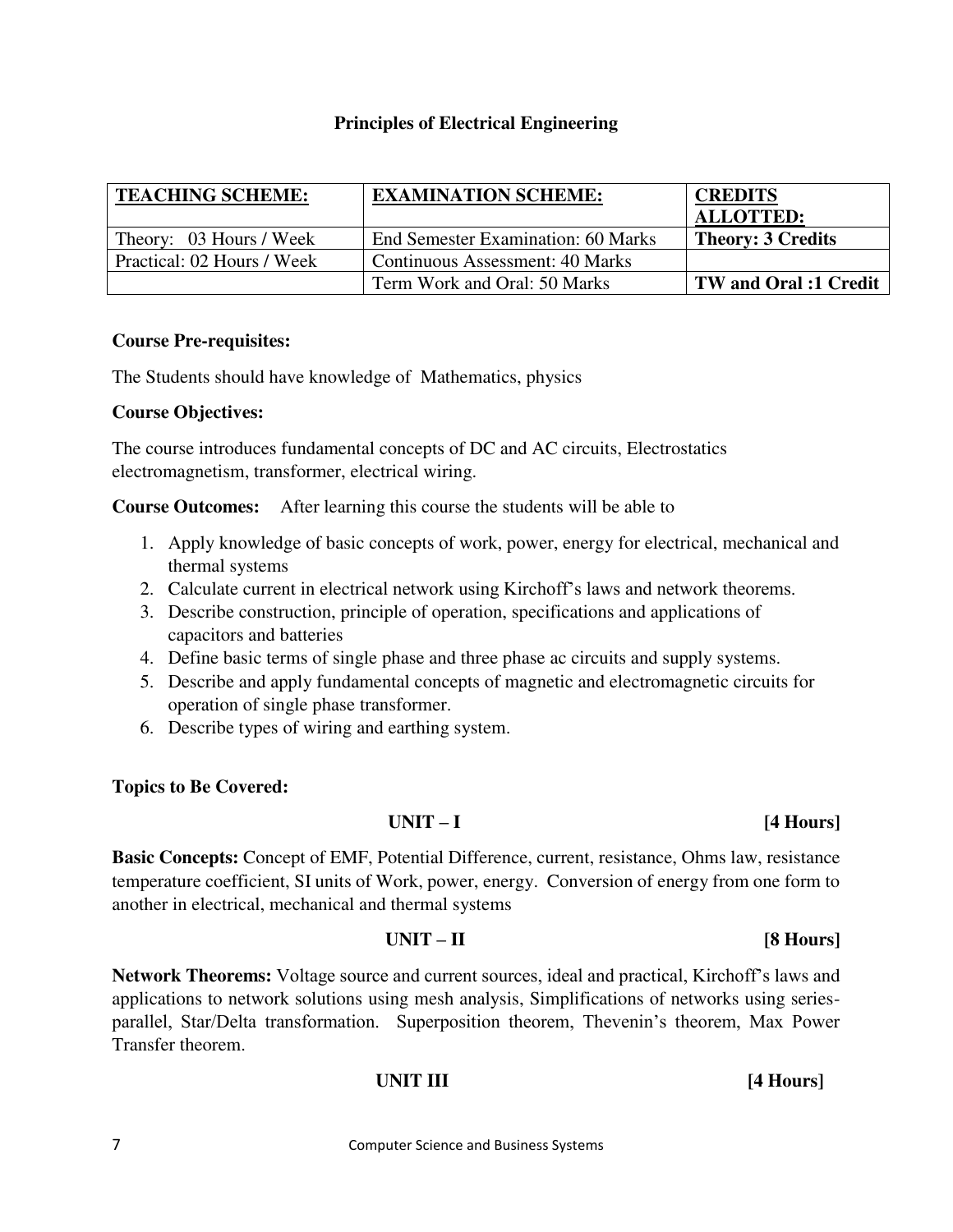# Principles of Electrical Engineering

| TEACHING SCHEME: | EXAMINATION SCHEME: | CREDITS ALLOTTED: |
|---|---|---|
| Theory: 03 Hours / Week | End Semester Examination: 60 Marks | **Theory: 3 Credits** |
| Practical: 02 Hours / Week | Continuous Assessment: 40 Marks | |
| | Term Work and Oral: 50 Marks | **TW and Oral :1 Credit** |

**Course Pre-requisites:**

The Students should have knowledge of Mathematics, physics

**Course Objectives:**

The course introduces fundamental concepts of DC and AC circuits, Electrostatics electromagnetism, transformer, electrical wiring.

**Course Outcomes:** After learning this course the students will be able to

1. Apply knowledge of basic concepts of work, power, energy for electrical, mechanical and thermal systems
2. Calculate current in electrical network using Kirchoff's laws and network theorems.
3. Describe construction, principle of operation, specifications and applications of capacitors and batteries
4. Define basic terms of single phase and three phase ac circuits and supply systems.
5. Describe and apply fundamental concepts of magnetic and electromagnetic circuits for operation of single phase transformer.
6. Describe types of wiring and earthing system.

**Topics to Be Covered:**

**UNIT – I** **[4 Hours]**

**Basic Concepts:** Concept of EMF, Potential Difference, current, resistance, Ohms law, resistance temperature coefficient, SI units of Work, power, energy. Conversion of energy from one form to another in electrical, mechanical and thermal systems

**UNIT – II** **[8 Hours]**

**Network Theorems:** Voltage source and current sources, ideal and practical, Kirchoff's laws and applications to network solutions using mesh analysis, Simplifications of networks using series-parallel, Star/Delta transformation. Superposition theorem, Thevenin's theorem, Max Power Transfer theorem.

**UNIT III** **[4 Hours]**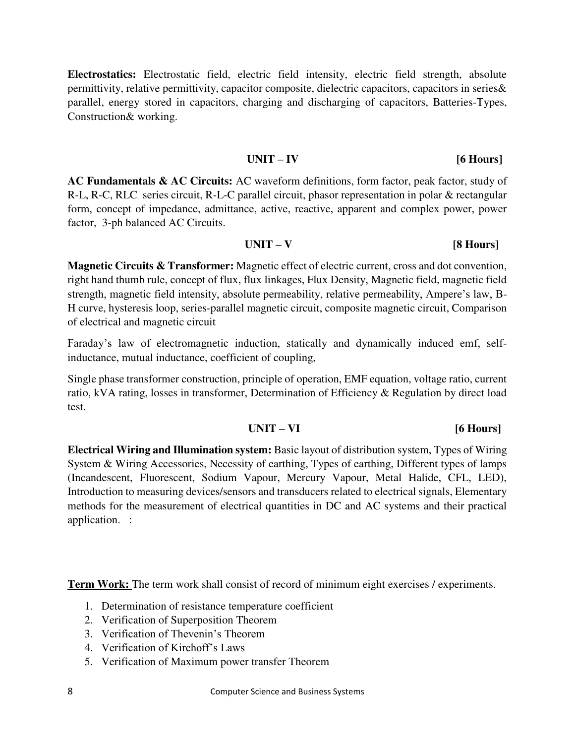**Electrostatics:** Electrostatic field, electric field intensity, electric field strength, absolute permittivity, relative permittivity, capacitor composite, dielectric capacitors, capacitors in series& parallel, energy stored in capacitors, charging and discharging of capacitors, Batteries-Types, Construction& working.

### UNIT – IV [6 Hours]

**AC Fundamentals & AC Circuits:** AC waveform definitions, form factor, peak factor, study of R-L, R-C, RLC series circuit, R-L-C parallel circuit, phasor representation in polar & rectangular form, concept of impedance, admittance, active, reactive, apparent and complex power, power factor, 3-ph balanced AC Circuits.

### UNIT – V [8 Hours]

**Magnetic Circuits & Transformer:** Magnetic effect of electric current, cross and dot convention, right hand thumb rule, concept of flux, flux linkages, Flux Density, Magnetic field, magnetic field strength, magnetic field intensity, absolute permeability, relative permeability, Ampere's law, B-H curve, hysteresis loop, series-parallel magnetic circuit, composite magnetic circuit, Comparison of electrical and magnetic circuit

Faraday's law of electromagnetic induction, statically and dynamically induced emf, self-inductance, mutual inductance, coefficient of coupling,

Single phase transformer construction, principle of operation, EMF equation, voltage ratio, current ratio, kVA rating, losses in transformer, Determination of Efficiency & Regulation by direct load test.

### UNIT – VI [6 Hours]

**Electrical Wiring and Illumination system:** Basic layout of distribution system, Types of Wiring System & Wiring Accessories, Necessity of earthing, Types of earthing, Different types of lamps (Incandescent, Fluorescent, Sodium Vapour, Mercury Vapour, Metal Halide, CFL, LED), Introduction to measuring devices/sensors and transducers related to electrical signals, Elementary methods for the measurement of electrical quantities in DC and AC systems and their practical application. :

**Term Work:** The term work shall consist of record of minimum eight exercises / experiments.

1. Determination of resistance temperature coefficient
2. Verification of Superposition Theorem
3. Verification of Thevenin's Theorem
4. Verification of Kirchoff's Laws
5. Verification of Maximum power transfer Theorem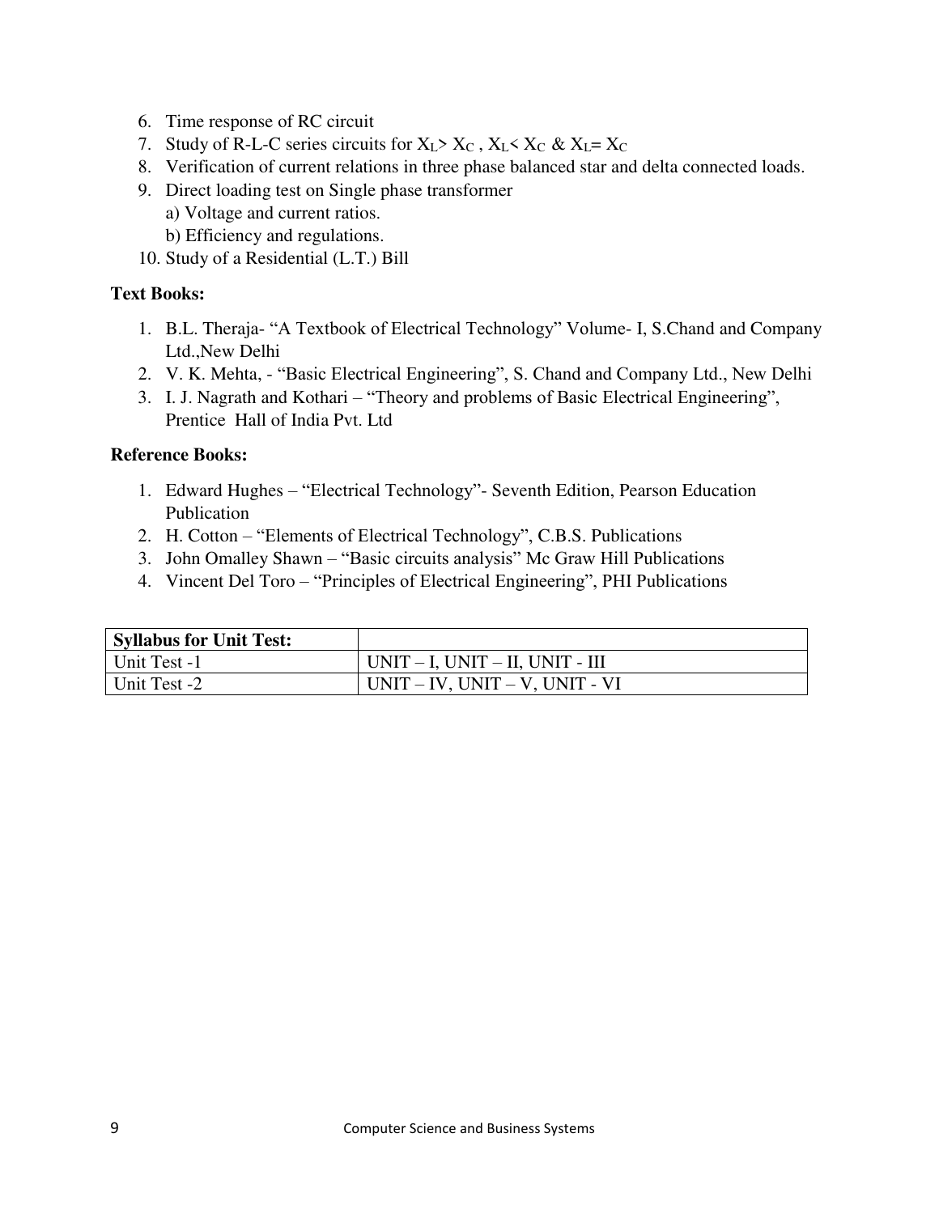6. Time response of RC circuit
7. Study of R-L-C series circuits for $X_L > X_C$ , $X_L < X_C$ & $X_L = X_C$
8. Verification of current relations in three phase balanced star and delta connected loads.
9. Direct loading test on Single phase transformer
   a) Voltage and current ratios.
   b) Efficiency and regulations.
10. Study of a Residential (L.T.) Bill

**Text Books:**

1. B.L. Theraja- "A Textbook of Electrical Technology" Volume- I, S.Chand and Company Ltd.,New Delhi
2. V. K. Mehta, - "Basic Electrical Engineering", S. Chand and Company Ltd., New Delhi
3. I. J. Nagrath and Kothari – "Theory and problems of Basic Electrical Engineering", Prentice Hall of India Pvt. Ltd

**Reference Books:**

1. Edward Hughes – "Electrical Technology"- Seventh Edition, Pearson Education Publication
2. H. Cotton – "Elements of Electrical Technology", C.B.S. Publications
3. John Omalley Shawn – "Basic circuits analysis" Mc Graw Hill Publications
4. Vincent Del Toro – "Principles of Electrical Engineering", PHI Publications

| **Syllabus for Unit Test:** | |
|---|---|
| Unit Test -1 | UNIT – I, UNIT – II, UNIT - III |
| Unit Test -2 | UNIT – IV, UNIT – V, UNIT - VI |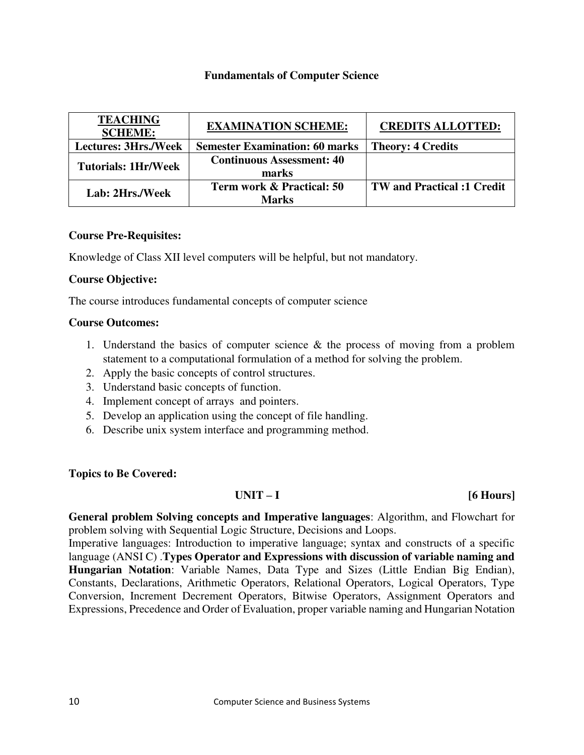# Fundamentals of Computer Science

| TEACHING SCHEME: | EXAMINATION SCHEME: | CREDITS ALLOTTED: |
|---|---|---|
| **Lectures: 3Hrs./Week** | **Semester Examination: 60 marks** | **Theory: 4 Credits** |
| **Tutorials: 1Hr/Week** | **Continuous Assessment: 40 marks** | |
| **Lab: 2Hrs./Week** | **Term work & Practical: 50 Marks** | **TW and Practical :1 Credit** |

**Course Pre-Requisites:**

Knowledge of Class XII level computers will be helpful, but not mandatory.

**Course Objective:**

The course introduces fundamental concepts of computer science

**Course Outcomes:**

1. Understand the basics of computer science & the process of moving from a problem statement to a computational formulation of a method for solving the problem.
2. Apply the basic concepts of control structures.
3. Understand basic concepts of function.
4. Implement concept of arrays and pointers.
5. Develop an application using the concept of file handling.
6. Describe unix system interface and programming method.

**Topics to Be Covered:**

**UNIT – I** **[6 Hours]**

**General problem Solving concepts and Imperative languages**: Algorithm, and Flowchart for problem solving with Sequential Logic Structure, Decisions and Loops.
Imperative languages: Introduction to imperative language; syntax and constructs of a specific language (ANSI C) .**Types Operator and Expressions with discussion of variable naming and Hungarian Notation**: Variable Names, Data Type and Sizes (Little Endian Big Endian), Constants, Declarations, Arithmetic Operators, Relational Operators, Logical Operators, Type Conversion, Increment Decrement Operators, Bitwise Operators, Assignment Operators and Expressions, Precedence and Order of Evaluation, proper variable naming and Hungarian Notation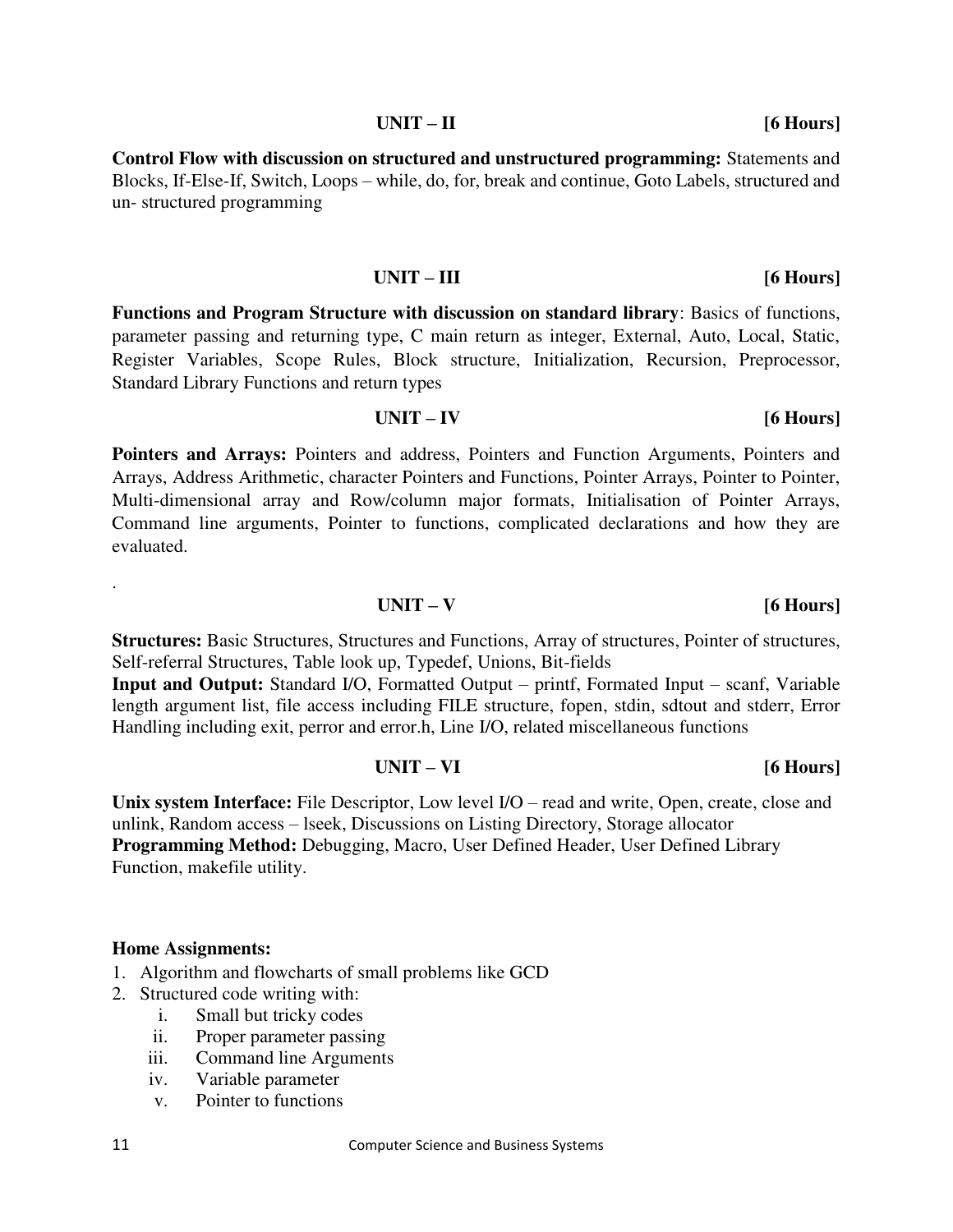## UNIT – II [6 Hours]

**Control Flow with discussion on structured and unstructured programming:** Statements and Blocks, If-Else-If, Switch, Loops – while, do, for, break and continue, Goto Labels, structured and un- structured programming

## UNIT – III [6 Hours]

**Functions and Program Structure with discussion on standard library**: Basics of functions, parameter passing and returning type, C main return as integer, External, Auto, Local, Static, Register Variables, Scope Rules, Block structure, Initialization, Recursion, Preprocessor, Standard Library Functions and return types

## UNIT – IV [6 Hours]

**Pointers and Arrays:** Pointers and address, Pointers and Function Arguments, Pointers and Arrays, Address Arithmetic, character Pointers and Functions, Pointer Arrays, Pointer to Pointer, Multi-dimensional array and Row/column major formats, Initialisation of Pointer Arrays, Command line arguments, Pointer to functions, complicated declarations and how they are evaluated.

.

## UNIT – V [6 Hours]

**Structures:** Basic Structures, Structures and Functions, Array of structures, Pointer of structures, Self-referral Structures, Table look up, Typedef, Unions, Bit-fields

**Input and Output:** Standard I/O, Formatted Output – printf, Formated Input – scanf, Variable length argument list, file access including FILE structure, fopen, stdin, sdtout and stderr, Error Handling including exit, perror and error.h, Line I/O, related miscellaneous functions

## UNIT – VI [6 Hours]

**Unix system Interface:** File Descriptor, Low level I/O – read and write, Open, create, close and unlink, Random access – lseek, Discussions on Listing Directory, Storage allocator

**Programming Method:** Debugging, Macro, User Defined Header, User Defined Library Function, makefile utility.

**Home Assignments:**

1. Algorithm and flowcharts of small problems like GCD
2. Structured code writing with:
   i. Small but tricky codes
   ii. Proper parameter passing
   iii. Command line Arguments
   iv. Variable parameter
   v. Pointer to functions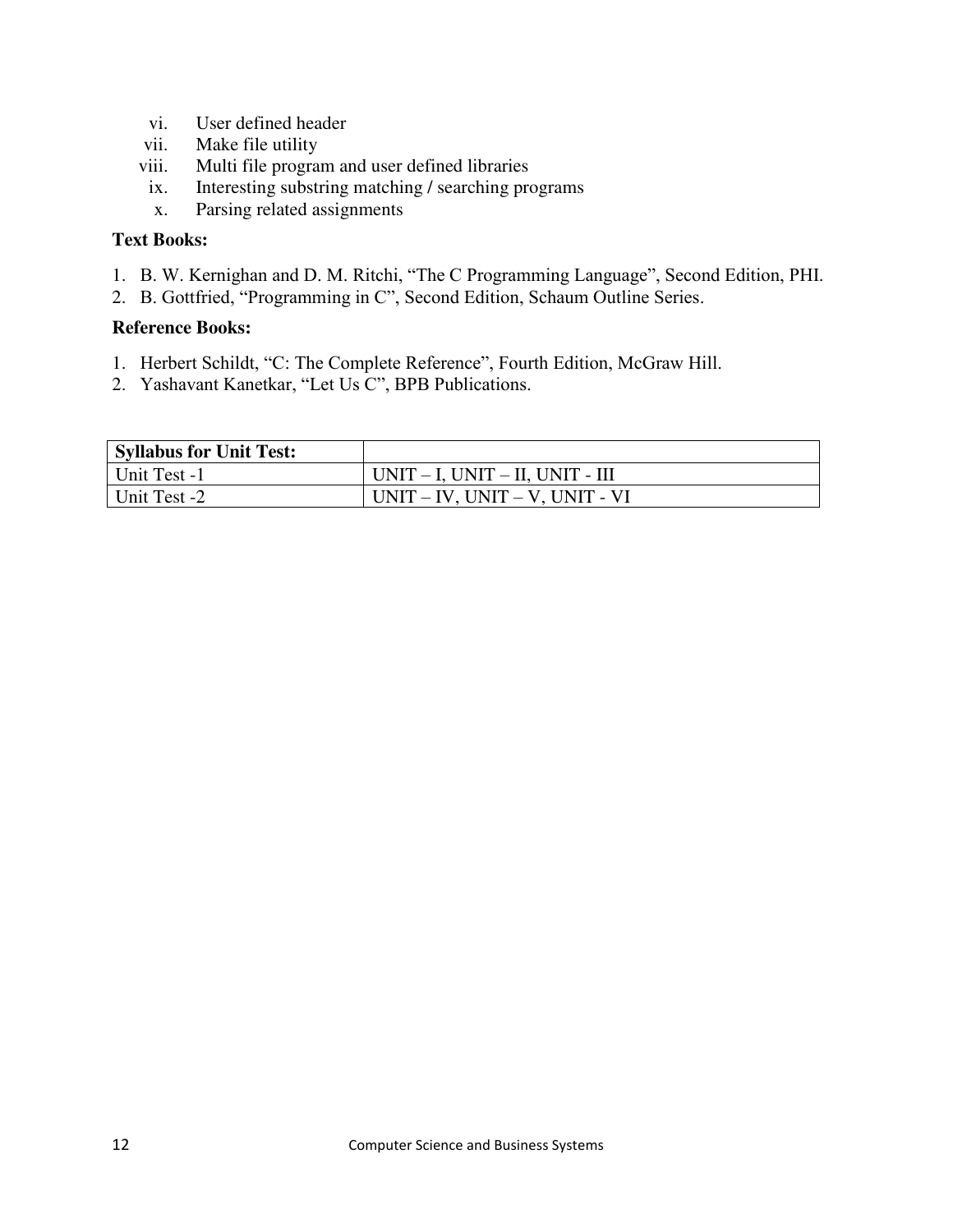vi. User defined header
vii. Make file utility
viii. Multi file program and user defined libraries
ix. Interesting substring matching / searching programs
x. Parsing related assignments

**Text Books:**

1. B. W. Kernighan and D. M. Ritchi, "The C Programming Language", Second Edition, PHI.
2. B. Gottfried, "Programming in C", Second Edition, Schaum Outline Series.

**Reference Books:**

1. Herbert Schildt, "C: The Complete Reference", Fourth Edition, McGraw Hill.
2. Yashavant Kanetkar, "Let Us C", BPB Publications.

| **Syllabus for Unit Test:** | |
|---|---|
| Unit Test -1 | UNIT – I, UNIT – II, UNIT - III |
| Unit Test -2 | UNIT – IV, UNIT – V, UNIT - VI |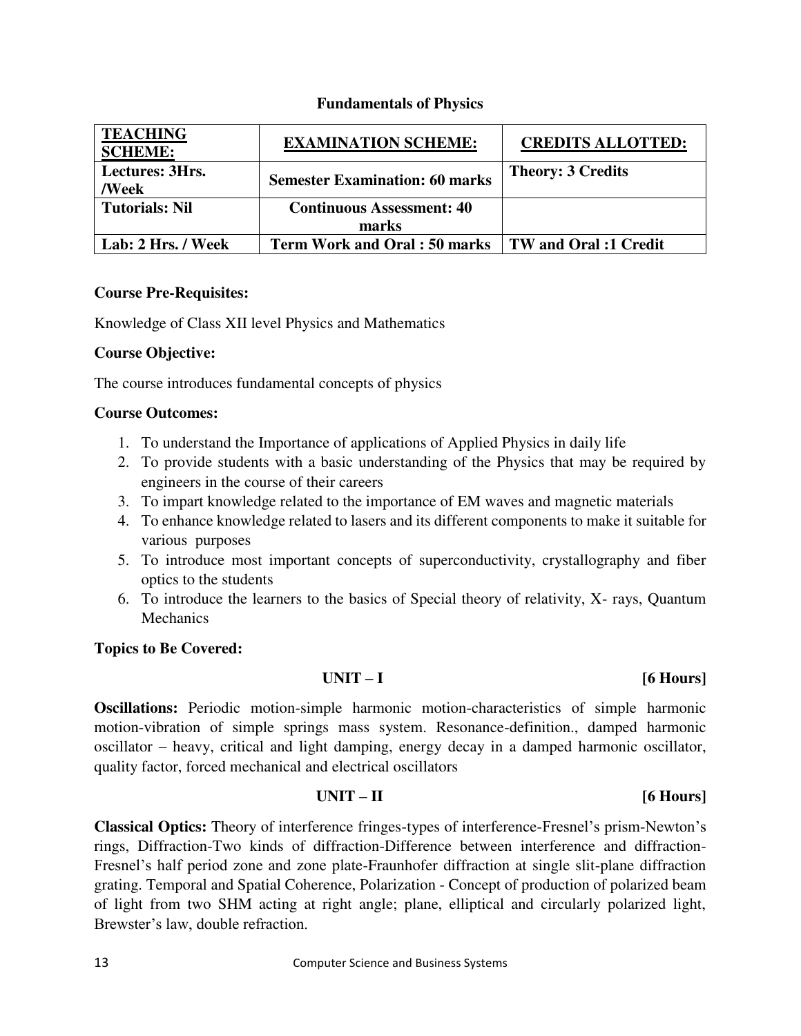## Fundamentals of Physics

| TEACHING SCHEME: | EXAMINATION SCHEME: | CREDITS ALLOTTED: |
|---|---|---|
| Lectures: 3Hrs. /Week | Semester Examination: 60 marks | Theory: 3 Credits |
| Tutorials: Nil | Continuous Assessment: 40 marks | |
| Lab: 2 Hrs. / Week | Term Work and Oral : 50 marks | TW and Oral :1 Credit |

**Course Pre-Requisites:**

Knowledge of Class XII level Physics and Mathematics

**Course Objective:**

The course introduces fundamental concepts of physics

**Course Outcomes:**

1. To understand the Importance of applications of Applied Physics in daily life
2. To provide students with a basic understanding of the Physics that may be required by engineers in the course of their careers
3. To impart knowledge related to the importance of EM waves and magnetic materials
4. To enhance knowledge related to lasers and its different components to make it suitable for various purposes
5. To introduce most important concepts of superconductivity, crystallography and fiber optics to the students
6. To introduce the learners to the basics of Special theory of relativity, X- rays, Quantum Mechanics

**Topics to Be Covered:**

**UNIT – I** **[6 Hours]**

**Oscillations:** Periodic motion-simple harmonic motion-characteristics of simple harmonic motion-vibration of simple springs mass system. Resonance-definition., damped harmonic oscillator – heavy, critical and light damping, energy decay in a damped harmonic oscillator, quality factor, forced mechanical and electrical oscillators

**UNIT – II** **[6 Hours]**

**Classical Optics:** Theory of interference fringes-types of interference-Fresnel's prism-Newton's rings, Diffraction-Two kinds of diffraction-Difference between interference and diffraction-Fresnel's half period zone and zone plate-Fraunhofer diffraction at single slit-plane diffraction grating. Temporal and Spatial Coherence, Polarization - Concept of production of polarized beam of light from two SHM acting at right angle; plane, elliptical and circularly polarized light, Brewster's law, double refraction.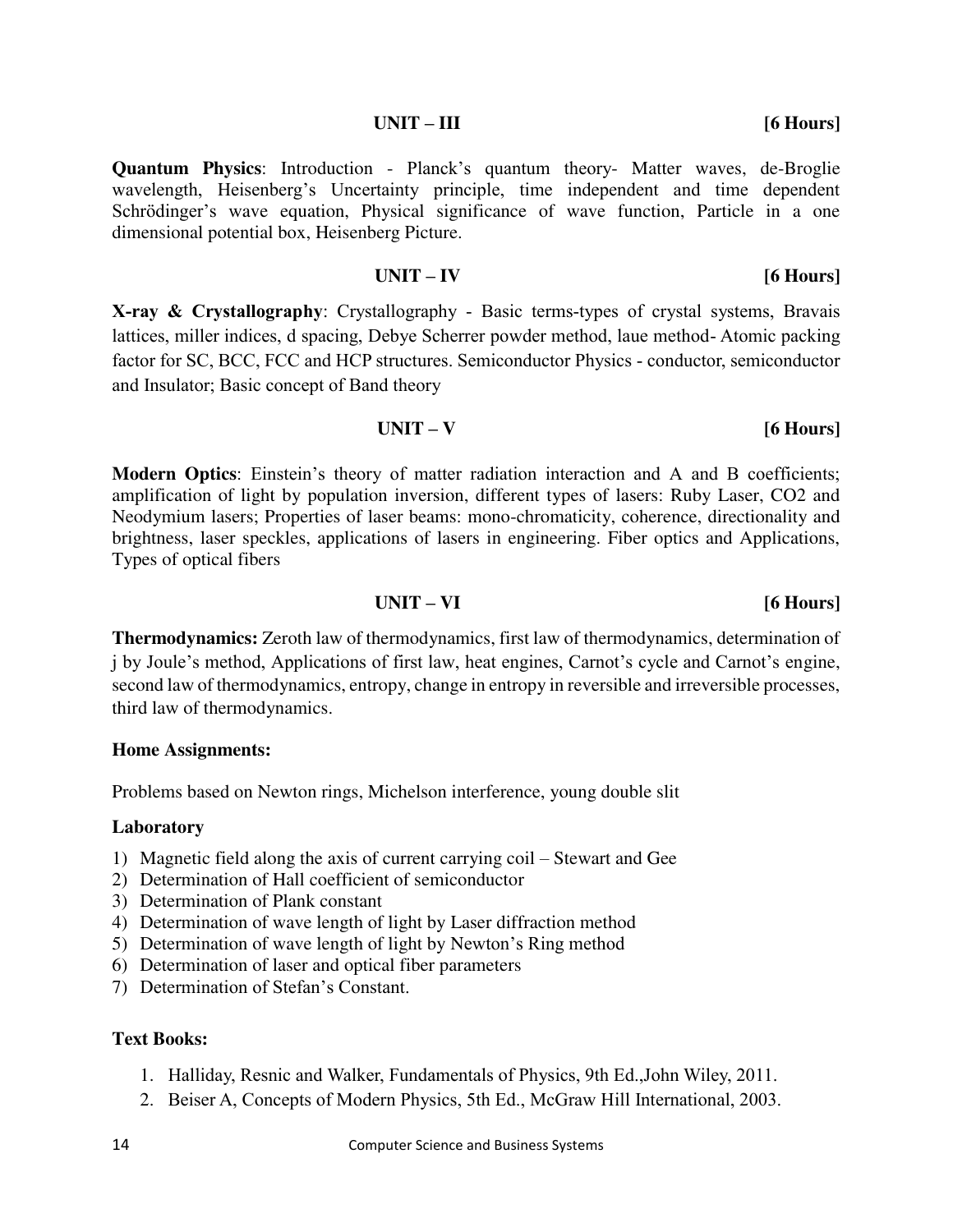### UNIT – III [6 Hours]

**Quantum Physics**: Introduction - Planck's quantum theory- Matter waves, de-Broglie wavelength, Heisenberg's Uncertainty principle, time independent and time dependent Schrödinger's wave equation, Physical significance of wave function, Particle in a one dimensional potential box, Heisenberg Picture.

### UNIT – IV [6 Hours]

**X-ray & Crystallography**: Crystallography - Basic terms-types of crystal systems, Bravais lattices, miller indices, d spacing, Debye Scherrer powder method, laue method- Atomic packing factor for SC, BCC, FCC and HCP structures. Semiconductor Physics - conductor, semiconductor and Insulator; Basic concept of Band theory

### UNIT – V [6 Hours]

**Modern Optics**: Einstein's theory of matter radiation interaction and A and B coefficients; amplification of light by population inversion, different types of lasers: Ruby Laser, CO2 and Neodymium lasers; Properties of laser beams: mono-chromaticity, coherence, directionality and brightness, laser speckles, applications of lasers in engineering. Fiber optics and Applications, Types of optical fibers

### UNIT – VI [6 Hours]

**Thermodynamics:** Zeroth law of thermodynamics, first law of thermodynamics, determination of j by Joule's method, Applications of first law, heat engines, Carnot's cycle and Carnot's engine, second law of thermodynamics, entropy, change in entropy in reversible and irreversible processes, third law of thermodynamics.

**Home Assignments:**

Problems based on Newton rings, Michelson interference, young double slit

**Laboratory**

1) Magnetic field along the axis of current carrying coil – Stewart and Gee
2) Determination of Hall coefficient of semiconductor
3) Determination of Plank constant
4) Determination of wave length of light by Laser diffraction method
5) Determination of wave length of light by Newton's Ring method
6) Determination of laser and optical fiber parameters
7) Determination of Stefan's Constant.

**Text Books:**

1. Halliday, Resnic and Walker, Fundamentals of Physics, 9th Ed.,John Wiley, 2011.
2. Beiser A, Concepts of Modern Physics, 5th Ed., McGraw Hill International, 2003.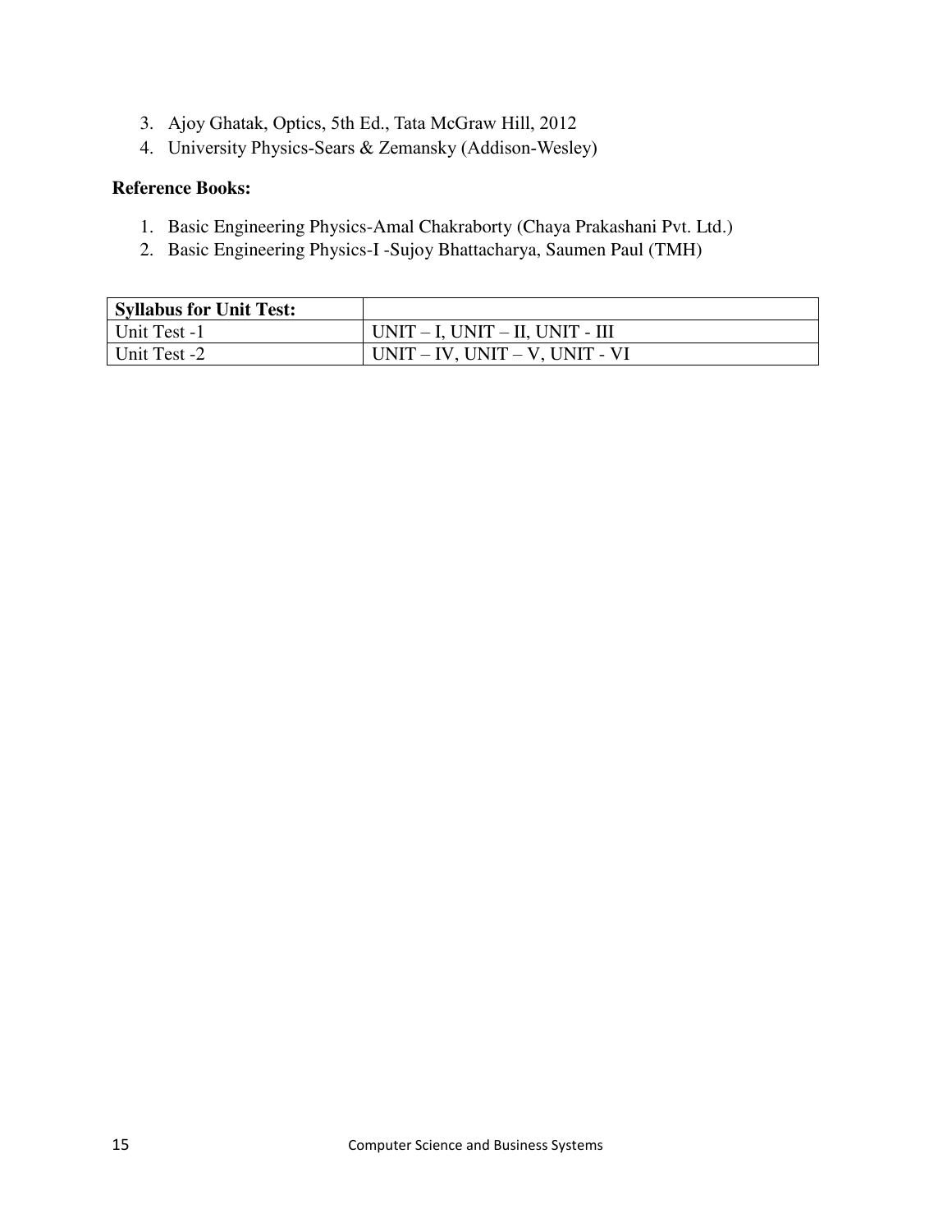3. Ajoy Ghatak, Optics, 5th Ed., Tata McGraw Hill, 2012
4. University Physics-Sears & Zemansky (Addison-Wesley)

**Reference Books:**

1. Basic Engineering Physics-Amal Chakraborty (Chaya Prakashani Pvt. Ltd.)
2. Basic Engineering Physics-I -Sujoy Bhattacharya, Saumen Paul (TMH)

| **Syllabus for Unit Test:** | |
|---|---|
| Unit Test -1 | UNIT – I, UNIT – II, UNIT - III |
| Unit Test -2 | UNIT – IV, UNIT – V, UNIT - VI |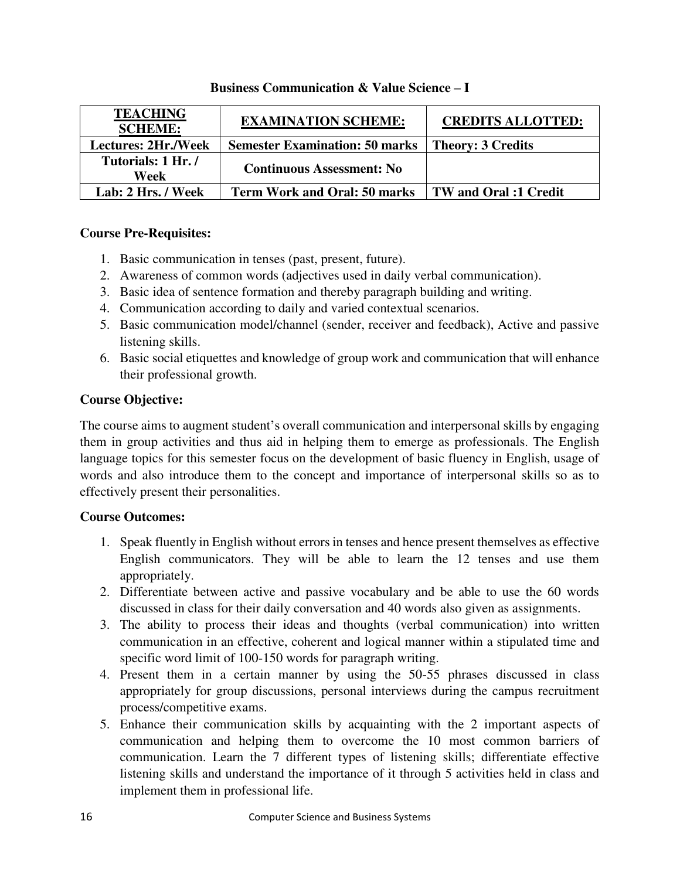### Business Communication & Value Science – I

| TEACHING SCHEME: | EXAMINATION SCHEME: | CREDITS ALLOTTED: |
|---|---|---|
| Lectures: 2Hr./Week | Semester Examination: 50 marks | Theory: 3 Credits |
| Tutorials: 1 Hr. / Week | Continuous Assessment: No | |
| Lab: 2 Hrs. / Week | Term Work and Oral: 50 marks | TW and Oral :1 Credit |

**Course Pre-Requisites:**

1. Basic communication in tenses (past, present, future).
2. Awareness of common words (adjectives used in daily verbal communication).
3. Basic idea of sentence formation and thereby paragraph building and writing.
4. Communication according to daily and varied contextual scenarios.
5. Basic communication model/channel (sender, receiver and feedback), Active and passive listening skills.
6. Basic social etiquettes and knowledge of group work and communication that will enhance their professional growth.

**Course Objective:**

The course aims to augment student's overall communication and interpersonal skills by engaging them in group activities and thus aid in helping them to emerge as professionals. The English language topics for this semester focus on the development of basic fluency in English, usage of words and also introduce them to the concept and importance of interpersonal skills so as to effectively present their personalities.

**Course Outcomes:**

1. Speak fluently in English without errors in tenses and hence present themselves as effective English communicators. They will be able to learn the 12 tenses and use them appropriately.
2. Differentiate between active and passive vocabulary and be able to use the 60 words discussed in class for their daily conversation and 40 words also given as assignments.
3. The ability to process their ideas and thoughts (verbal communication) into written communication in an effective, coherent and logical manner within a stipulated time and specific word limit of 100-150 words for paragraph writing.
4. Present them in a certain manner by using the 50-55 phrases discussed in class appropriately for group discussions, personal interviews during the campus recruitment process/competitive exams.
5. Enhance their communication skills by acquainting with the 2 important aspects of communication and helping them to overcome the 10 most common barriers of communication. Learn the 7 different types of listening skills; differentiate effective listening skills and understand the importance of it through 5 activities held in class and implement them in professional life.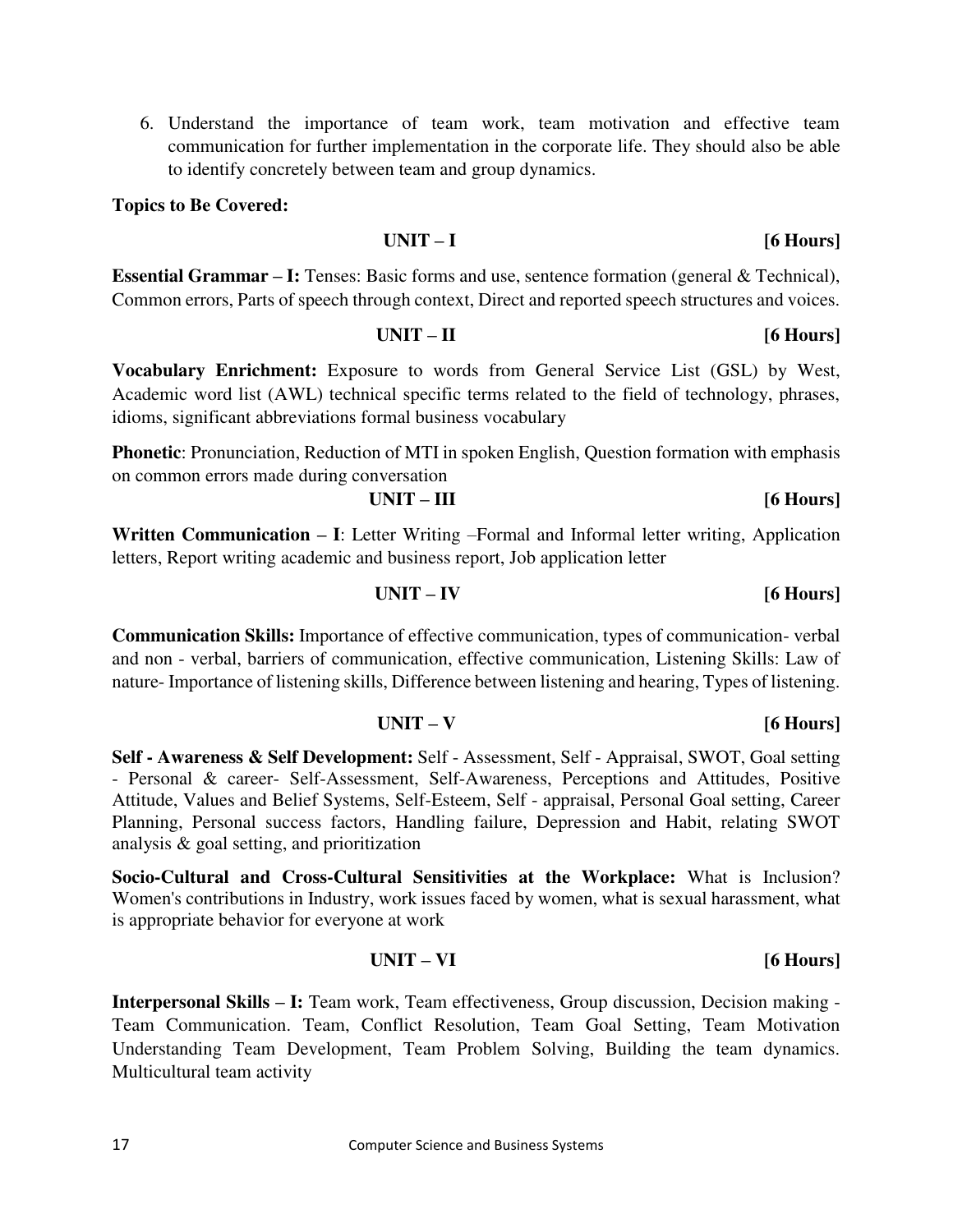6. Understand the importance of team work, team motivation and effective team communication for further implementation in the corporate life. They should also be able to identify concretely between team and group dynamics.

**Topics to Be Covered:**

**UNIT – I [6 Hours]**

**Essential Grammar – I:** Tenses: Basic forms and use, sentence formation (general & Technical), Common errors, Parts of speech through context, Direct and reported speech structures and voices.

**UNIT – II [6 Hours]**

**Vocabulary Enrichment:** Exposure to words from General Service List (GSL) by West, Academic word list (AWL) technical specific terms related to the field of technology, phrases, idioms, significant abbreviations formal business vocabulary

**Phonetic**: Pronunciation, Reduction of MTI in spoken English, Question formation with emphasis on common errors made during conversation

**UNIT – III [6 Hours]**

**Written Communication – I**: Letter Writing –Formal and Informal letter writing, Application letters, Report writing academic and business report, Job application letter

**UNIT – IV [6 Hours]**

**Communication Skills:** Importance of effective communication, types of communication- verbal and non - verbal, barriers of communication, effective communication, Listening Skills: Law of nature- Importance of listening skills, Difference between listening and hearing, Types of listening.

**UNIT – V [6 Hours]**

**Self - Awareness & Self Development:** Self - Assessment, Self - Appraisal, SWOT, Goal setting - Personal & career- Self-Assessment, Self-Awareness, Perceptions and Attitudes, Positive Attitude, Values and Belief Systems, Self-Esteem, Self - appraisal, Personal Goal setting, Career Planning, Personal success factors, Handling failure, Depression and Habit, relating SWOT analysis & goal setting, and prioritization

**Socio-Cultural and Cross-Cultural Sensitivities at the Workplace:** What is Inclusion? Women's contributions in Industry, work issues faced by women, what is sexual harassment, what is appropriate behavior for everyone at work

**UNIT – VI [6 Hours]**

**Interpersonal Skills – I:** Team work, Team effectiveness, Group discussion, Decision making - Team Communication. Team, Conflict Resolution, Team Goal Setting, Team Motivation Understanding Team Development, Team Problem Solving, Building the team dynamics. Multicultural team activity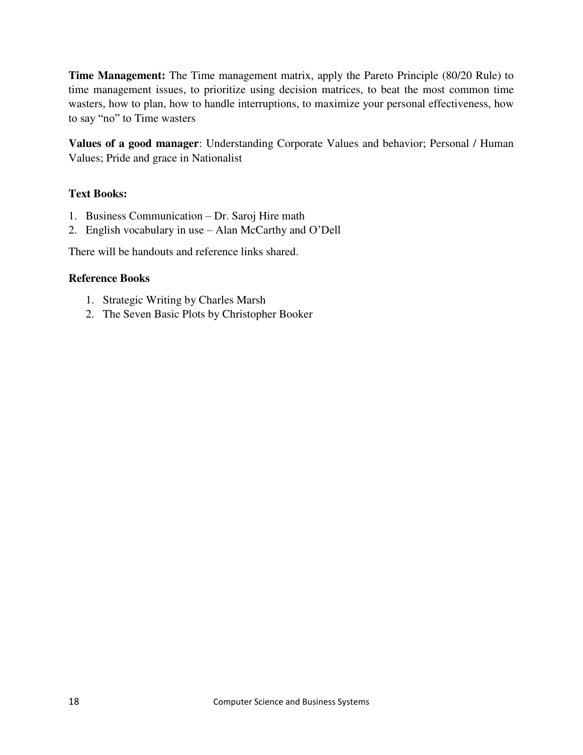**Time Management:** The Time management matrix, apply the Pareto Principle (80/20 Rule) to time management issues, to prioritize using decision matrices, to beat the most common time wasters, how to plan, how to handle interruptions, to maximize your personal effectiveness, how to say "no" to Time wasters

**Values of a good manager**: Understanding Corporate Values and behavior; Personal / Human Values; Pride and grace in Nationalist

**Text Books:**

1. Business Communication – Dr. Saroj Hire math
2. English vocabulary in use – Alan McCarthy and O'Dell

There will be handouts and reference links shared.

**Reference Books**

1. Strategic Writing by Charles Marsh
2. The Seven Basic Plots by Christopher Booker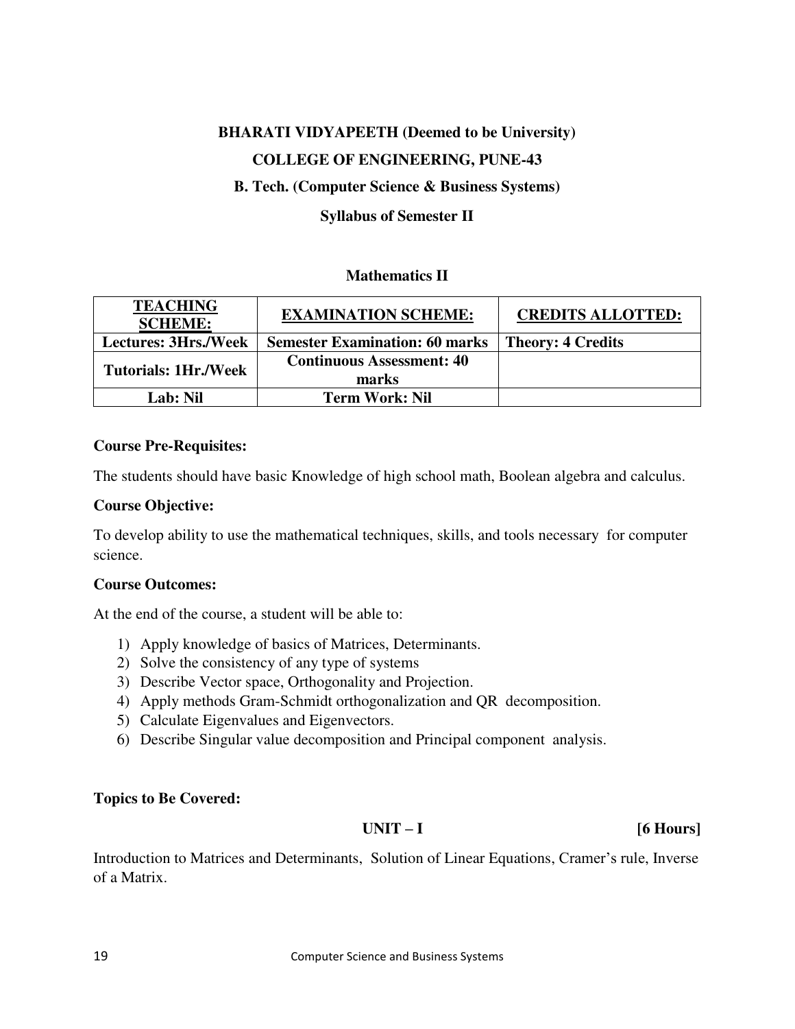**BHARATI VIDYAPEETH (Deemed to be University)**

**COLLEGE OF ENGINEERING, PUNE-43**

**B. Tech. (Computer Science & Business Systems)**

**Syllabus of Semester II**

### Mathematics II

| TEACHING SCHEME: | EXAMINATION SCHEME: | CREDITS ALLOTTED: |
|---|---|---|
| Lectures: 3Hrs./Week | Semester Examination: 60 marks | Theory: 4 Credits |
| Tutorials: 1Hr./Week | Continuous Assessment: 40 marks | |
| Lab: Nil | Term Work: Nil | |

**Course Pre-Requisites:**

The students should have basic Knowledge of high school math, Boolean algebra and calculus.

**Course Objective:**

To develop ability to use the mathematical techniques, skills, and tools necessary for computer science.

**Course Outcomes:**

At the end of the course, a student will be able to:

1) Apply knowledge of basics of Matrices, Determinants.
2) Solve the consistency of any type of systems
3) Describe Vector space, Orthogonality and Projection.
4) Apply methods Gram-Schmidt orthogonalization and QR decomposition.
5) Calculate Eigenvalues and Eigenvectors.
6) Describe Singular value decomposition and Principal component analysis.

**Topics to Be Covered:**

**UNIT – I** **[6 Hours]**

Introduction to Matrices and Determinants, Solution of Linear Equations, Cramer's rule, Inverse of a Matrix.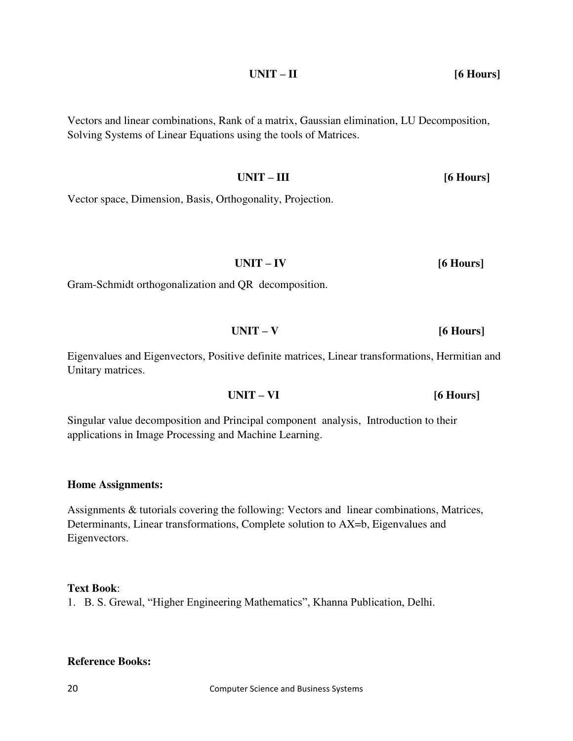**UNIT – II** **[6 Hours]**

Vectors and linear combinations, Rank of a matrix, Gaussian elimination, LU Decomposition, Solving Systems of Linear Equations using the tools of Matrices.

**UNIT – III** **[6 Hours]**

Vector space, Dimension, Basis, Orthogonality, Projection.

**UNIT – IV** **[6 Hours]**

Gram-Schmidt orthogonalization and QR decomposition.

**UNIT – V** **[6 Hours]**

Eigenvalues and Eigenvectors, Positive definite matrices, Linear transformations, Hermitian and Unitary matrices.

**UNIT – VI** **[6 Hours]**

Singular value decomposition and Principal component analysis, Introduction to their applications in Image Processing and Machine Learning.

**Home Assignments:**

Assignments & tutorials covering the following: Vectors and linear combinations, Matrices, Determinants, Linear transformations, Complete solution to AX=b, Eigenvalues and Eigenvectors.

**Text Book**:

1. B. S. Grewal, "Higher Engineering Mathematics", Khanna Publication, Delhi.

**Reference Books:**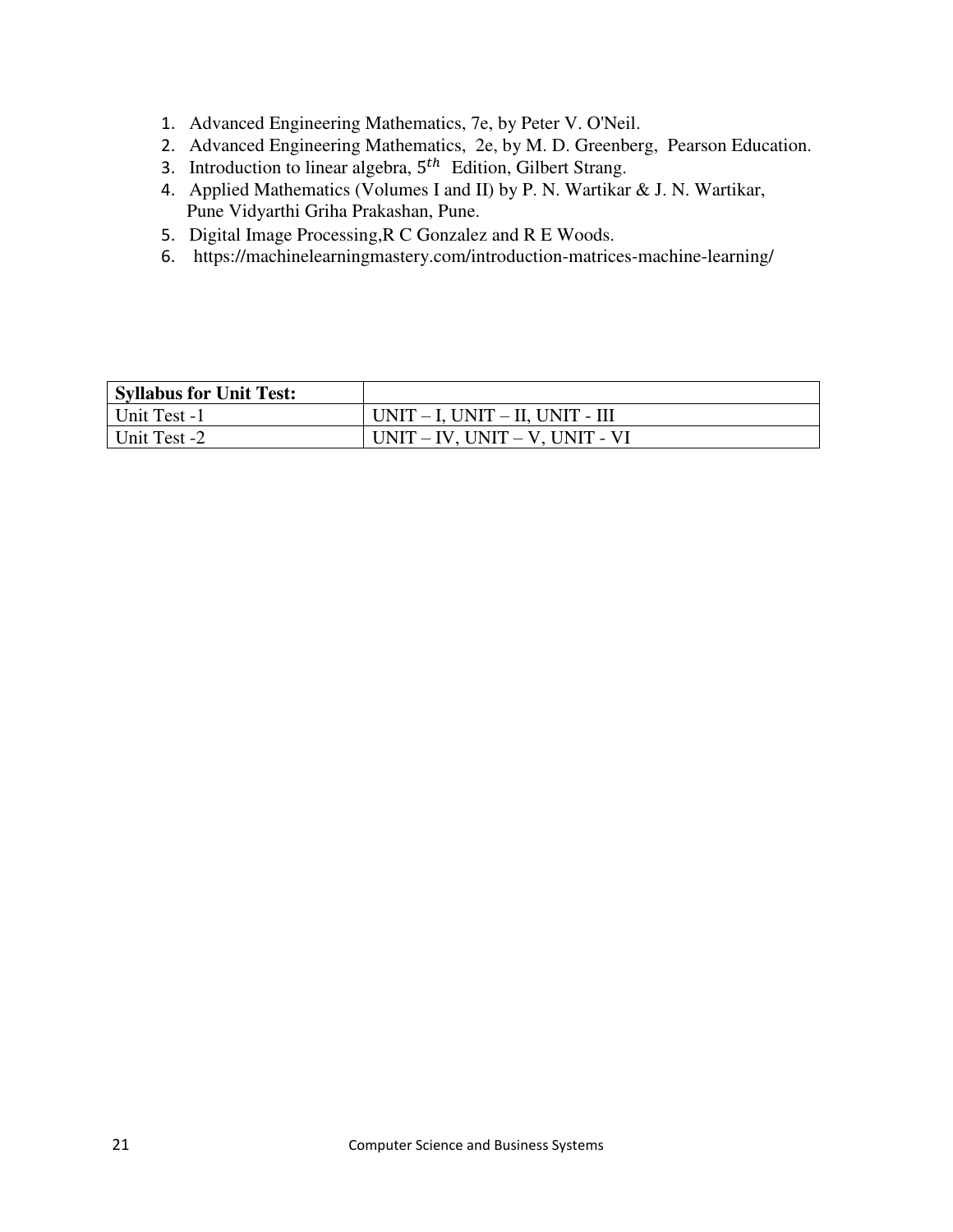1. Advanced Engineering Mathematics, 7e, by Peter V. O'Neil.
2. Advanced Engineering Mathematics, 2e, by M. D. Greenberg, Pearson Education.
3. Introduction to linear algebra, $5^{th}$ Edition, Gilbert Strang.
4. Applied Mathematics (Volumes I and II) by P. N. Wartikar & J. N. Wartikar, Pune Vidyarthi Griha Prakashan, Pune.
5. Digital Image Processing,R C Gonzalez and R E Woods.
6. https://machinelearningmastery.com/introduction-matrices-machine-learning/

| **Syllabus for Unit Test:** | |
|---|---|
| Unit Test -1 | UNIT – I, UNIT – II, UNIT - III |
| Unit Test -2 | UNIT – IV, UNIT – V, UNIT - VI |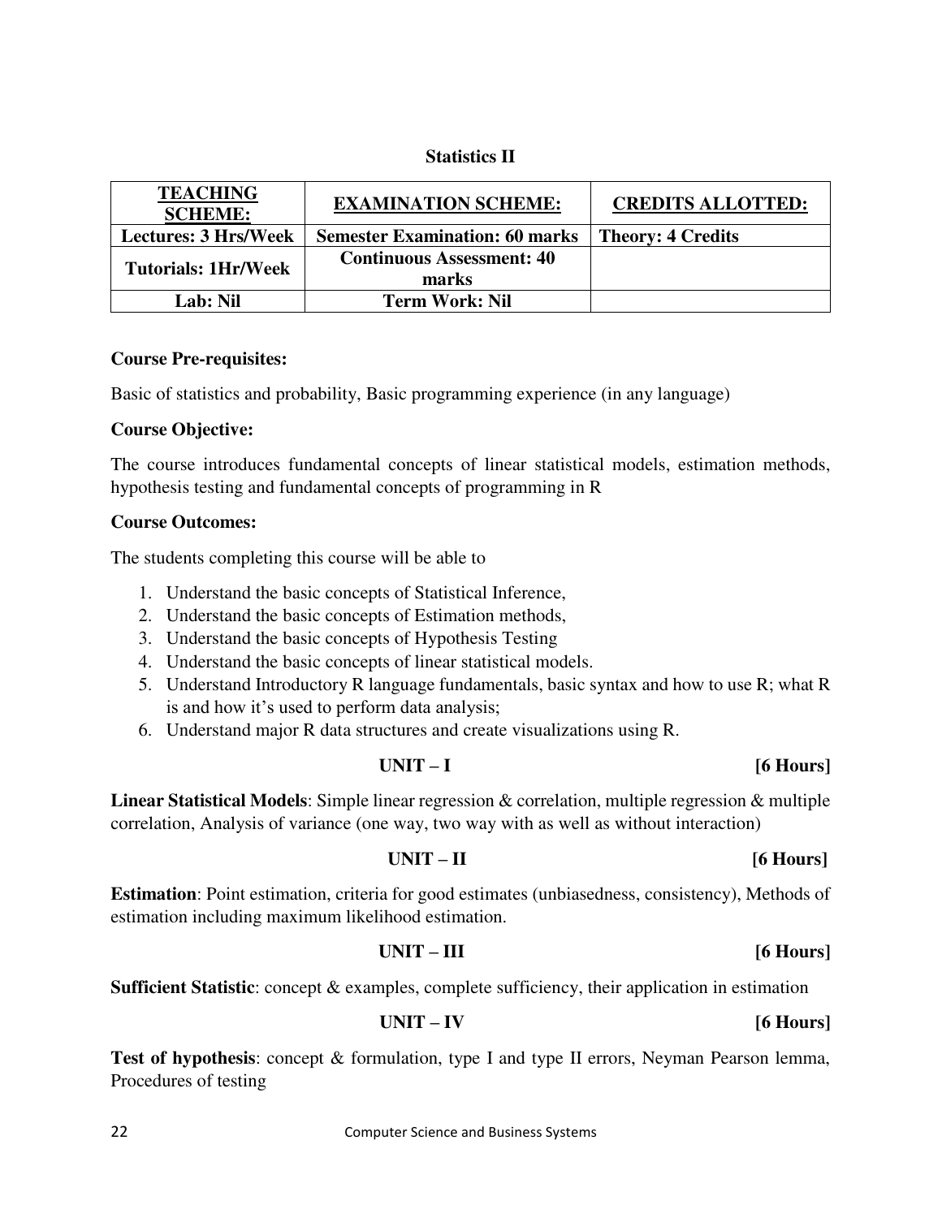# Statistics II

| TEACHING SCHEME: | EXAMINATION SCHEME: | CREDITS ALLOTTED: |
|---|---|---|
| Lectures: 3 Hrs/Week | Semester Examination: 60 marks | Theory: 4 Credits |
| Tutorials: 1Hr/Week | Continuous Assessment: 40 marks | |
| Lab: Nil | Term Work: Nil | |

**Course Pre-requisites:**

Basic of statistics and probability, Basic programming experience (in any language)

**Course Objective:**

The course introduces fundamental concepts of linear statistical models, estimation methods, hypothesis testing and fundamental concepts of programming in R

**Course Outcomes:**

The students completing this course will be able to

1. Understand the basic concepts of Statistical Inference,
2. Understand the basic concepts of Estimation methods,
3. Understand the basic concepts of Hypothesis Testing
4. Understand the basic concepts of linear statistical models.
5. Understand Introductory R language fundamentals, basic syntax and how to use R; what R is and how it's used to perform data analysis;
6. Understand major R data structures and create visualizations using R.

**UNIT – I** **[6 Hours]**

**Linear Statistical Models**: Simple linear regression & correlation, multiple regression & multiple correlation, Analysis of variance (one way, two way with as well as without interaction)

**UNIT – II** **[6 Hours]**

**Estimation**: Point estimation, criteria for good estimates (unbiasedness, consistency), Methods of estimation including maximum likelihood estimation.

**UNIT – III** **[6 Hours]**

**Sufficient Statistic**: concept & examples, complete sufficiency, their application in estimation

**UNIT – IV** **[6 Hours]**

**Test of hypothesis**: concept & formulation, type I and type II errors, Neyman Pearson lemma, Procedures of testing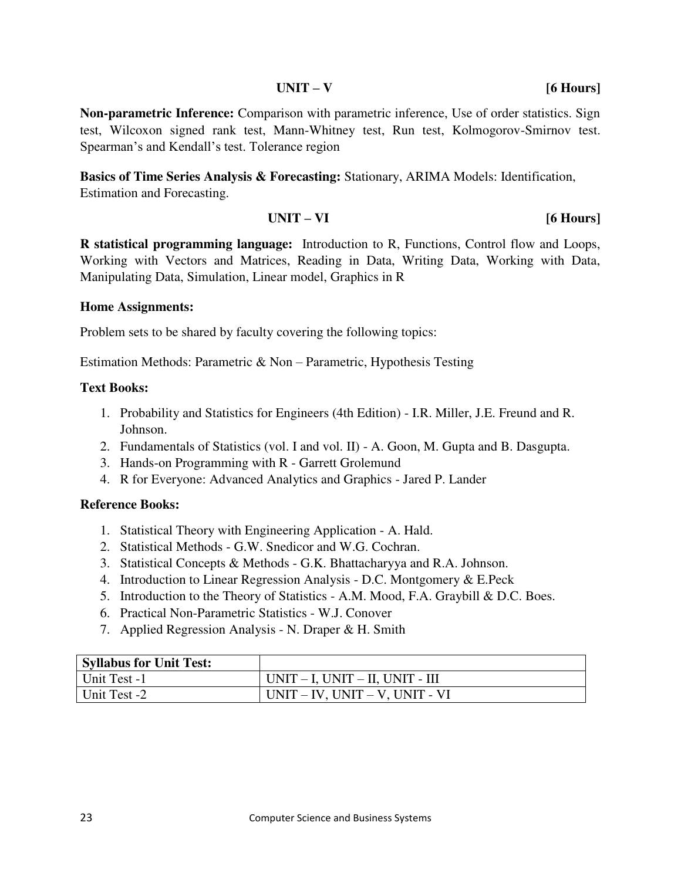**UNIT – V** **[6 Hours]**

**Non-parametric Inference:** Comparison with parametric inference, Use of order statistics. Sign test, Wilcoxon signed rank test, Mann-Whitney test, Run test, Kolmogorov-Smirnov test. Spearman's and Kendall's test. Tolerance region

**Basics of Time Series Analysis & Forecasting:** Stationary, ARIMA Models: Identification, Estimation and Forecasting.

**UNIT – VI** **[6 Hours]**

**R statistical programming language:** Introduction to R, Functions, Control flow and Loops, Working with Vectors and Matrices, Reading in Data, Writing Data, Working with Data, Manipulating Data, Simulation, Linear model, Graphics in R

**Home Assignments:**

Problem sets to be shared by faculty covering the following topics:

Estimation Methods: Parametric & Non – Parametric, Hypothesis Testing

**Text Books:**

1. Probability and Statistics for Engineers (4th Edition) - I.R. Miller, J.E. Freund and R. Johnson.
2. Fundamentals of Statistics (vol. I and vol. II) - A. Goon, M. Gupta and B. Dasgupta.
3. Hands-on Programming with R - Garrett Grolemund
4. R for Everyone: Advanced Analytics and Graphics - Jared P. Lander

**Reference Books:**

1. Statistical Theory with Engineering Application - A. Hald.
2. Statistical Methods - G.W. Snedicor and W.G. Cochran.
3. Statistical Concepts & Methods - G.K. Bhattacharyya and R.A. Johnson.
4. Introduction to Linear Regression Analysis - D.C. Montgomery & E.Peck
5. Introduction to the Theory of Statistics - A.M. Mood, F.A. Graybill & D.C. Boes.
6. Practical Non-Parametric Statistics - W.J. Conover
7. Applied Regression Analysis - N. Draper & H. Smith

| **Syllabus for Unit Test:** | |
|---|---|
| Unit Test -1 | UNIT – I, UNIT – II, UNIT - III |
| Unit Test -2 | UNIT – IV, UNIT – V, UNIT - VI |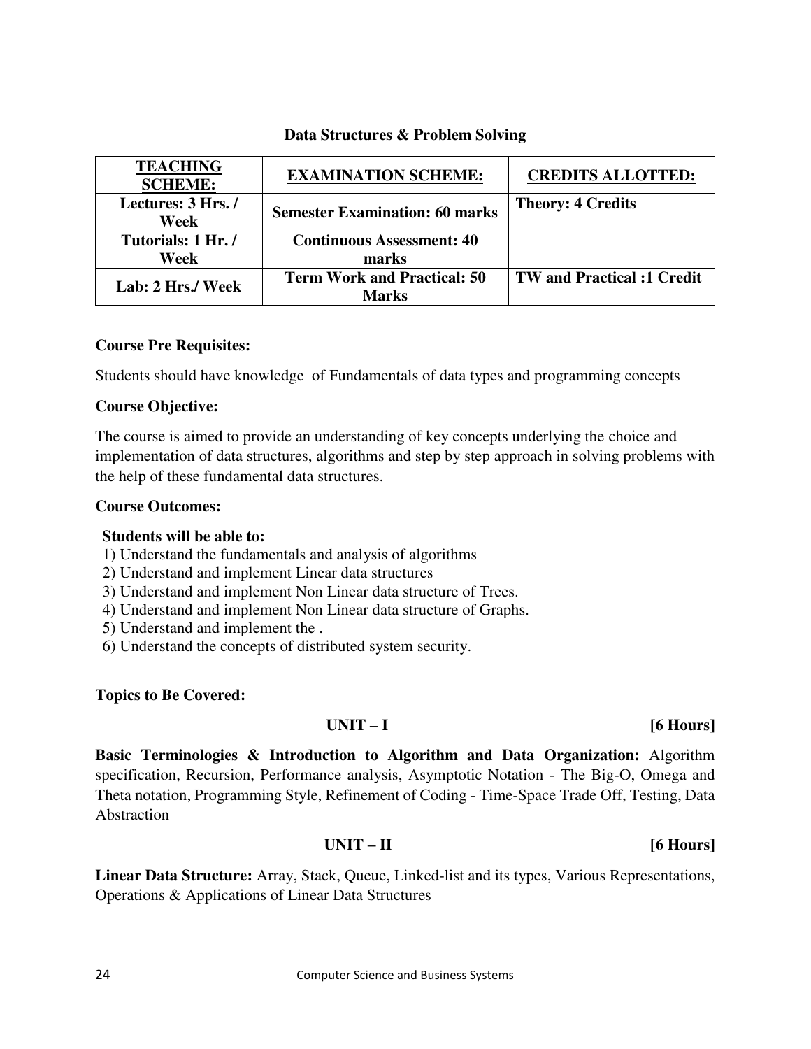## Data Structures & Problem Solving

| **TEACHING SCHEME:** | **EXAMINATION SCHEME:** | **CREDITS ALLOTTED:** |
|---|---|---|
| **Lectures: 3 Hrs. / Week** | **Semester Examination: 60 marks** | **Theory: 4 Credits** |
| **Tutorials: 1 Hr. / Week** | **Continuous Assessment: 40 marks** | |
| **Lab: 2 Hrs./ Week** | **Term Work and Practical: 50 Marks** | **TW and Practical :1 Credit** |

**Course Pre Requisites:**

Students should have knowledge of Fundamentals of data types and programming concepts

**Course Objective:**

The course is aimed to provide an understanding of key concepts underlying the choice and implementation of data structures, algorithms and step by step approach in solving problems with the help of these fundamental data structures.

**Course Outcomes:**

**Students will be able to:**

1) Understand the fundamentals and analysis of algorithms
2) Understand and implement Linear data structures
3) Understand and implement Non Linear data structure of Trees.
4) Understand and implement Non Linear data structure of Graphs.
5) Understand and implement the .
6) Understand the concepts of distributed system security.

**Topics to Be Covered:**

**UNIT – I** **[6 Hours]**

**Basic Terminologies & Introduction to Algorithm and Data Organization:** Algorithm specification, Recursion, Performance analysis, Asymptotic Notation - The Big-O, Omega and Theta notation, Programming Style, Refinement of Coding - Time-Space Trade Off, Testing, Data Abstraction

**UNIT – II** **[6 Hours]**

**Linear Data Structure:** Array, Stack, Queue, Linked-list and its types, Various Representations, Operations & Applications of Linear Data Structures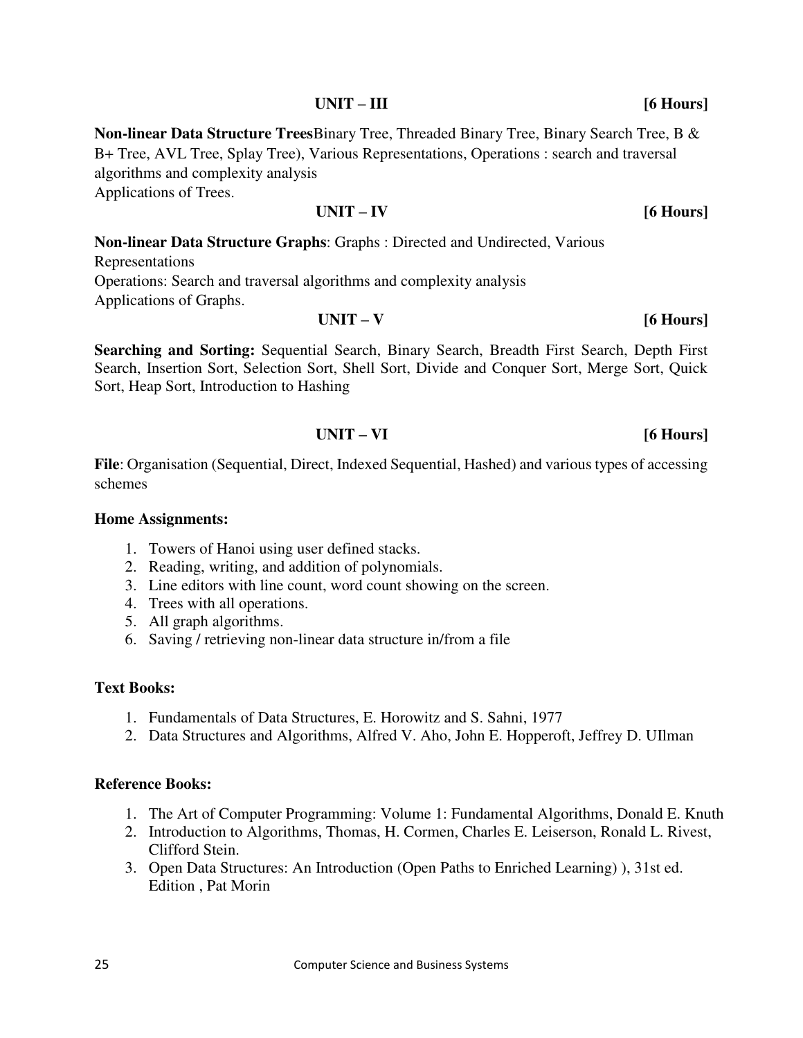### UNIT – III [6 Hours]

**Non-linear Data Structure Trees**Binary Tree, Threaded Binary Tree, Binary Search Tree, B & B+ Tree, AVL Tree, Splay Tree), Various Representations, Operations : search and traversal algorithms and complexity analysis
Applications of Trees.

### UNIT – IV [6 Hours]

**Non-linear Data Structure Graphs**: Graphs : Directed and Undirected, Various Representations
Operations: Search and traversal algorithms and complexity analysis
Applications of Graphs.

### UNIT – V [6 Hours]

**Searching and Sorting:** Sequential Search, Binary Search, Breadth First Search, Depth First Search, Insertion Sort, Selection Sort, Shell Sort, Divide and Conquer Sort, Merge Sort, Quick Sort, Heap Sort, Introduction to Hashing

### UNIT – VI [6 Hours]

**File**: Organisation (Sequential, Direct, Indexed Sequential, Hashed) and various types of accessing schemes

**Home Assignments:**

1. Towers of Hanoi using user defined stacks.
2. Reading, writing, and addition of polynomials.
3. Line editors with line count, word count showing on the screen.
4. Trees with all operations.
5. All graph algorithms.
6. Saving / retrieving non-linear data structure in/from a file

**Text Books:**

1. Fundamentals of Data Structures, E. Horowitz and S. Sahni, 1977
2. Data Structures and Algorithms, Alfred V. Aho, John E. Hopperoft, Jeffrey D. UIlman

**Reference Books:**

1. The Art of Computer Programming: Volume 1: Fundamental Algorithms, Donald E. Knuth
2. Introduction to Algorithms, Thomas, H. Cormen, Charles E. Leiserson, Ronald L. Rivest, Clifford Stein.
3. Open Data Structures: An Introduction (Open Paths to Enriched Learning) ), 31st ed. Edition , Pat Morin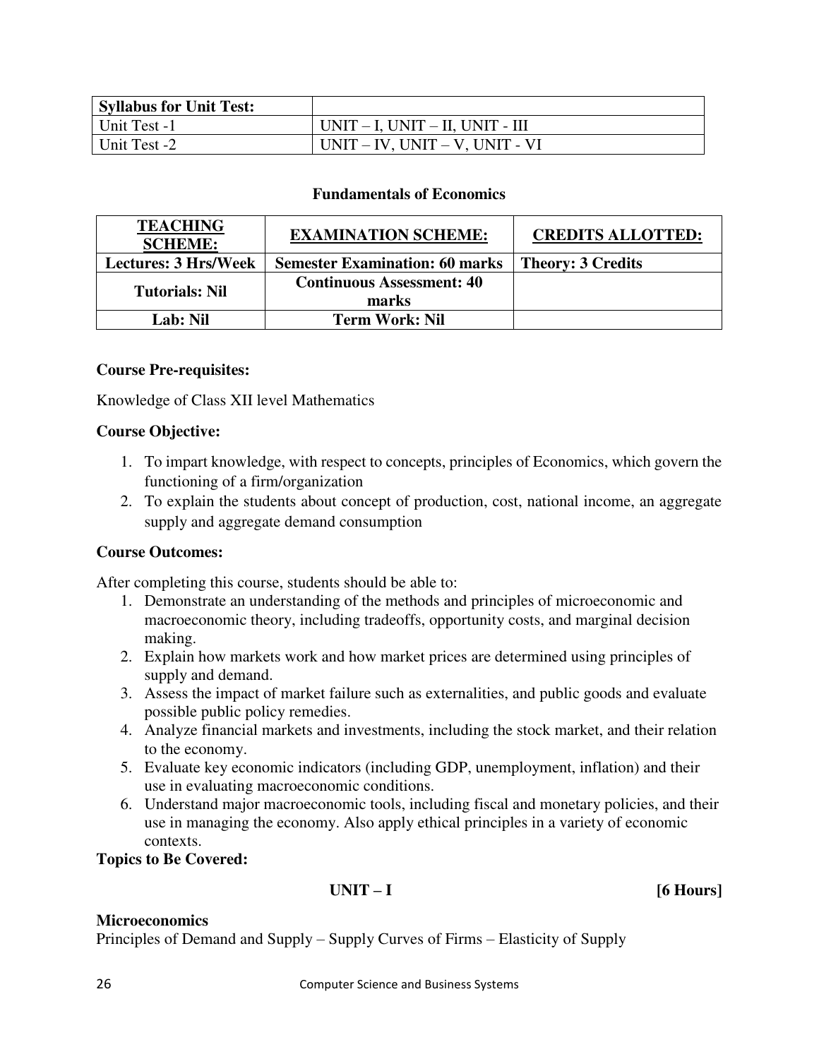| Syllabus for Unit Test: | |
|---|---|
| Unit Test -1 | UNIT – I, UNIT – II, UNIT - III |
| Unit Test -2 | UNIT – IV, UNIT – V, UNIT - VI |

### Fundamentals of Economics

| TEACHING SCHEME: | EXAMINATION SCHEME: | CREDITS ALLOTTED: |
|---|---|---|
| **Lectures: 3 Hrs/Week** | **Semester Examination: 60 marks** | **Theory: 3 Credits** |
| **Tutorials: Nil** | **Continuous Assessment: 40 marks** | |
| **Lab: Nil** | **Term Work: Nil** | |

**Course Pre-requisites:**

Knowledge of Class XII level Mathematics

**Course Objective:**

1. To impart knowledge, with respect to concepts, principles of Economics, which govern the functioning of a firm/organization
2. To explain the students about concept of production, cost, national income, an aggregate supply and aggregate demand consumption

**Course Outcomes:**

After completing this course, students should be able to:

1. Demonstrate an understanding of the methods and principles of microeconomic and macroeconomic theory, including tradeoffs, opportunity costs, and marginal decision making.
2. Explain how markets work and how market prices are determined using principles of supply and demand.
3. Assess the impact of market failure such as externalities, and public goods and evaluate possible public policy remedies.
4. Analyze financial markets and investments, including the stock market, and their relation to the economy.
5. Evaluate key economic indicators (including GDP, unemployment, inflation) and their use in evaluating macroeconomic conditions.
6. Understand major macroeconomic tools, including fiscal and monetary policies, and their use in managing the economy. Also apply ethical principles in a variety of economic contexts.

**Topics to Be Covered:**

**UNIT – I** **[6 Hours]**

**Microeconomics**
Principles of Demand and Supply – Supply Curves of Firms – Elasticity of Supply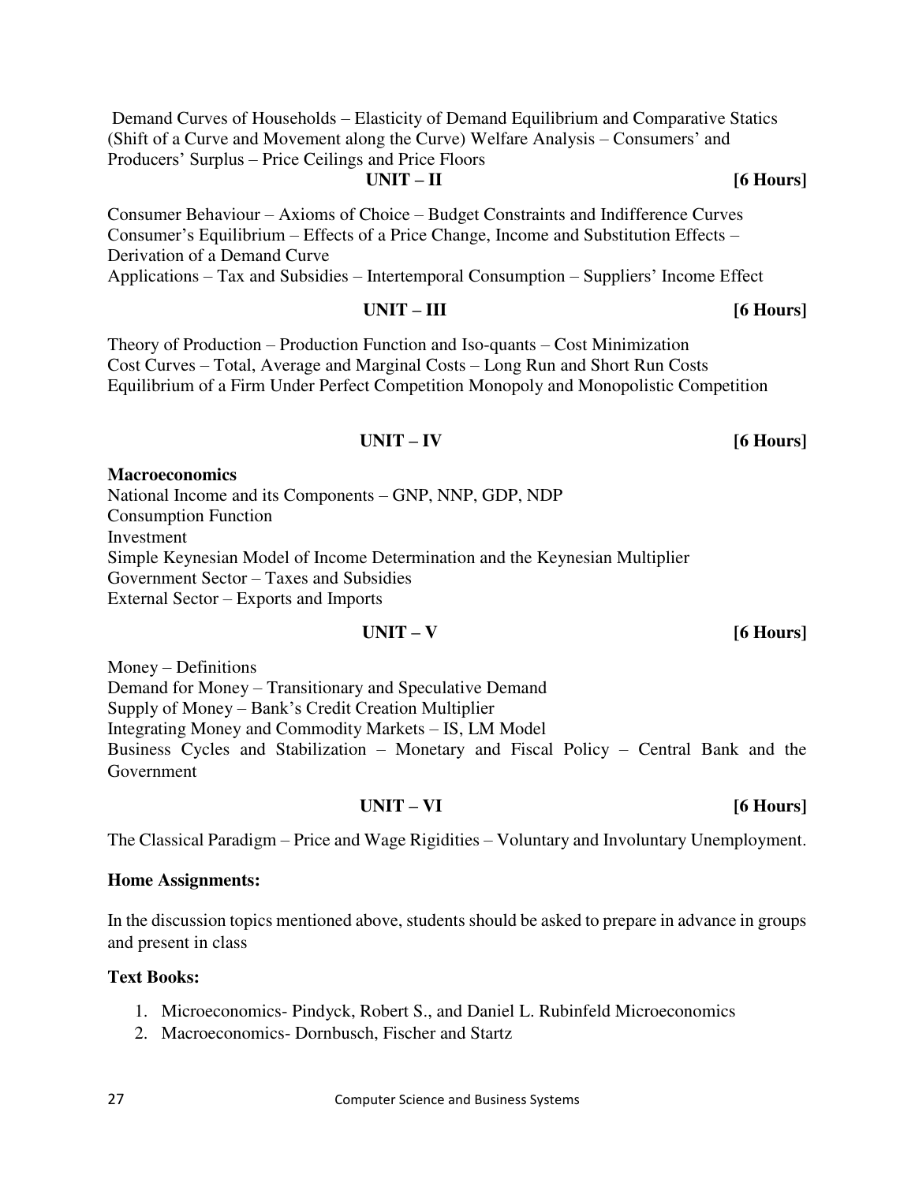Demand Curves of Households – Elasticity of Demand Equilibrium and Comparative Statics (Shift of a Curve and Movement along the Curve) Welfare Analysis – Consumers' and Producers' Surplus – Price Ceilings and Price Floors

### UNIT – II [6 Hours]

Consumer Behaviour – Axioms of Choice – Budget Constraints and Indifference Curves
Consumer's Equilibrium – Effects of a Price Change, Income and Substitution Effects – Derivation of a Demand Curve
Applications – Tax and Subsidies – Intertemporal Consumption – Suppliers' Income Effect

### UNIT – III [6 Hours]

Theory of Production – Production Function and Iso-quants – Cost Minimization
Cost Curves – Total, Average and Marginal Costs – Long Run and Short Run Costs
Equilibrium of a Firm Under Perfect Competition Monopoly and Monopolistic Competition

### UNIT – IV [6 Hours]

**Macroeconomics**

National Income and its Components – GNP, NNP, GDP, NDP
Consumption Function
Investment
Simple Keynesian Model of Income Determination and the Keynesian Multiplier
Government Sector – Taxes and Subsidies
External Sector – Exports and Imports

### UNIT – V [6 Hours]

Money – Definitions
Demand for Money – Transitionary and Speculative Demand
Supply of Money – Bank's Credit Creation Multiplier
Integrating Money and Commodity Markets – IS, LM Model
Business Cycles and Stabilization – Monetary and Fiscal Policy – Central Bank and the Government

### UNIT – VI [6 Hours]

The Classical Paradigm – Price and Wage Rigidities – Voluntary and Involuntary Unemployment.

**Home Assignments:**

In the discussion topics mentioned above, students should be asked to prepare in advance in groups and present in class

**Text Books:**

1. Microeconomics- Pindyck, Robert S., and Daniel L. Rubinfeld Microeconomics
2. Macroeconomics- Dornbusch, Fischer and Startz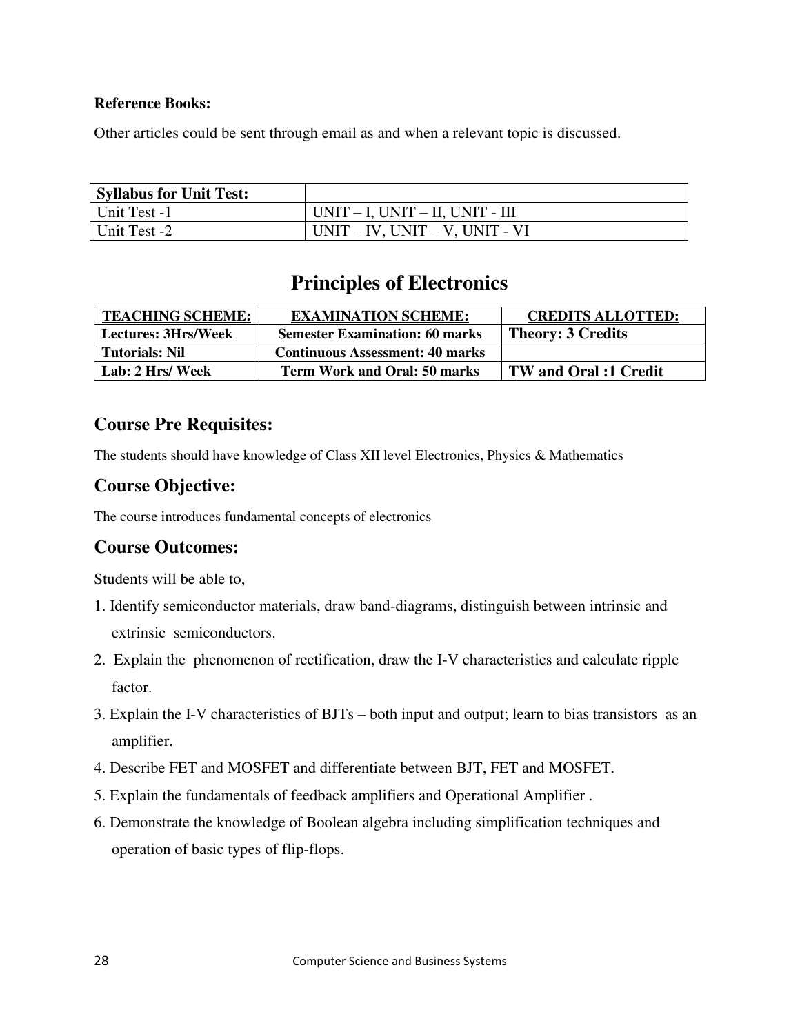**Reference Books:**

Other articles could be sent through email as and when a relevant topic is discussed.

| **Syllabus for Unit Test:** | |
|---|---|
| Unit Test -1 | UNIT – I, UNIT – II, UNIT - III |
| Unit Test -2 | UNIT – IV, UNIT – V, UNIT - VI |

# Principles of Electronics

| **TEACHING SCHEME:** | **EXAMINATION SCHEME:** | **CREDITS ALLOTTED:** |
|---|---|---|
| **Lectures: 3Hrs/Week** | **Semester Examination: 60 marks** | **Theory: 3 Credits** |
| **Tutorials: Nil** | **Continuous Assessment: 40 marks** | |
| **Lab: 2 Hrs/ Week** | **Term Work and Oral: 50 marks** | **TW and Oral :1 Credit** |

## Course Pre Requisites:

The students should have knowledge of Class XII level Electronics, Physics & Mathematics

## Course Objective:

The course introduces fundamental concepts of electronics

## Course Outcomes:

Students will be able to,

1. Identify semiconductor materials, draw band-diagrams, distinguish between intrinsic and extrinsic semiconductors.
2. Explain the phenomenon of rectification, draw the I-V characteristics and calculate ripple factor.
3. Explain the I-V characteristics of BJTs – both input and output; learn to bias transistors as an amplifier.
4. Describe FET and MOSFET and differentiate between BJT, FET and MOSFET.
5. Explain the fundamentals of feedback amplifiers and Operational Amplifier .
6. Demonstrate the knowledge of Boolean algebra including simplification techniques and operation of basic types of flip-flops.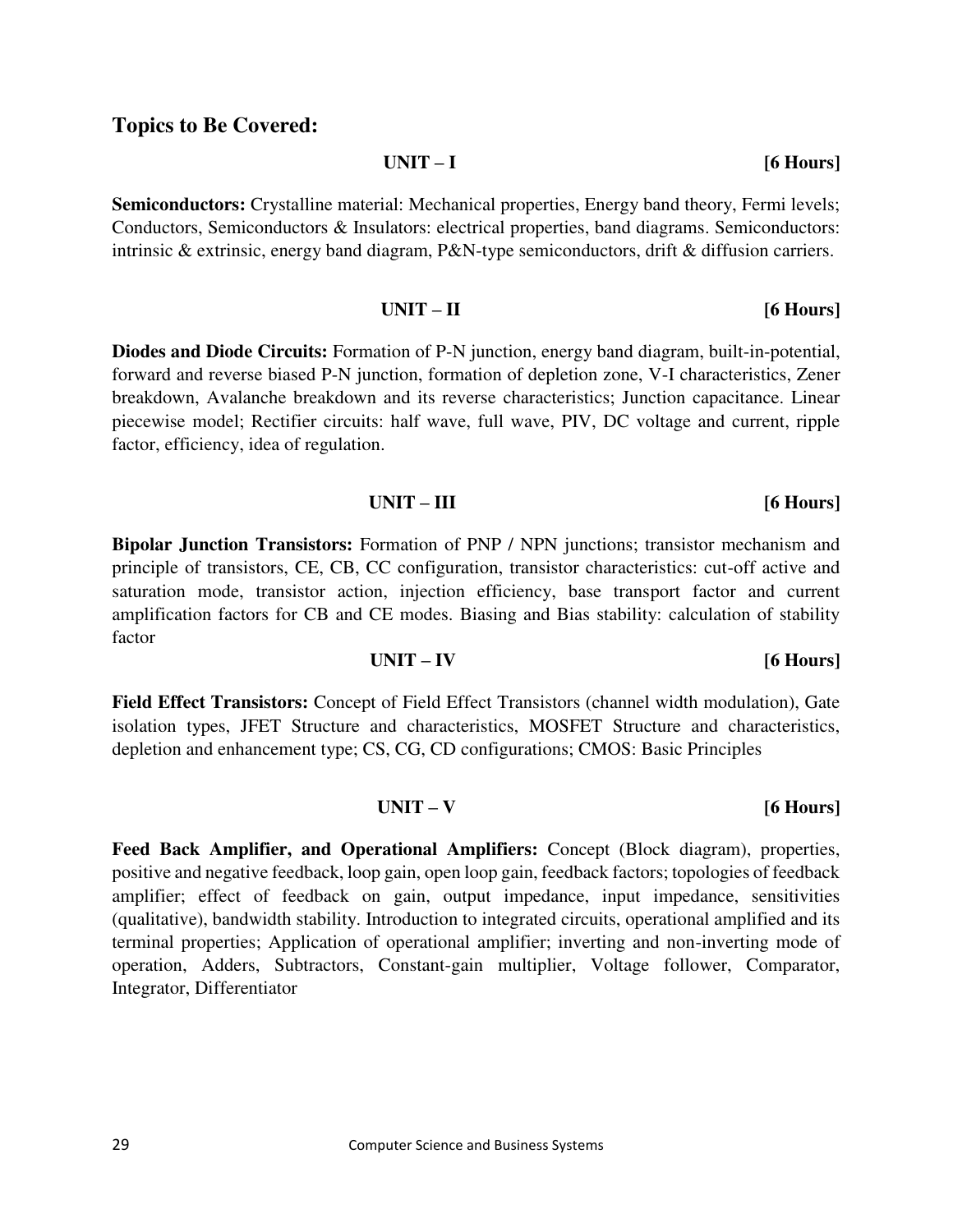## Topics to Be Covered:

**UNIT – I** **[6 Hours]**

**Semiconductors:** Crystalline material: Mechanical properties, Energy band theory, Fermi levels; Conductors, Semiconductors & Insulators: electrical properties, band diagrams. Semiconductors: intrinsic & extrinsic, energy band diagram, P&N-type semiconductors, drift & diffusion carriers.

**UNIT – II** **[6 Hours]**

**Diodes and Diode Circuits:** Formation of P-N junction, energy band diagram, built-in-potential, forward and reverse biased P-N junction, formation of depletion zone, V-I characteristics, Zener breakdown, Avalanche breakdown and its reverse characteristics; Junction capacitance. Linear piecewise model; Rectifier circuits: half wave, full wave, PIV, DC voltage and current, ripple factor, efficiency, idea of regulation.

**UNIT – III** **[6 Hours]**

**Bipolar Junction Transistors:** Formation of PNP / NPN junctions; transistor mechanism and principle of transistors, CE, CB, CC configuration, transistor characteristics: cut-off active and saturation mode, transistor action, injection efficiency, base transport factor and current amplification factors for CB and CE modes. Biasing and Bias stability: calculation of stability factor

**UNIT – IV** **[6 Hours]**

**Field Effect Transistors:** Concept of Field Effect Transistors (channel width modulation), Gate isolation types, JFET Structure and characteristics, MOSFET Structure and characteristics, depletion and enhancement type; CS, CG, CD configurations; CMOS: Basic Principles

**UNIT – V** **[6 Hours]**

**Feed Back Amplifier, and Operational Amplifiers:** Concept (Block diagram), properties, positive and negative feedback, loop gain, open loop gain, feedback factors; topologies of feedback amplifier; effect of feedback on gain, output impedance, input impedance, sensitivities (qualitative), bandwidth stability. Introduction to integrated circuits, operational amplified and its terminal properties; Application of operational amplifier; inverting and non-inverting mode of operation, Adders, Subtractors, Constant-gain multiplier, Voltage follower, Comparator, Integrator, Differentiator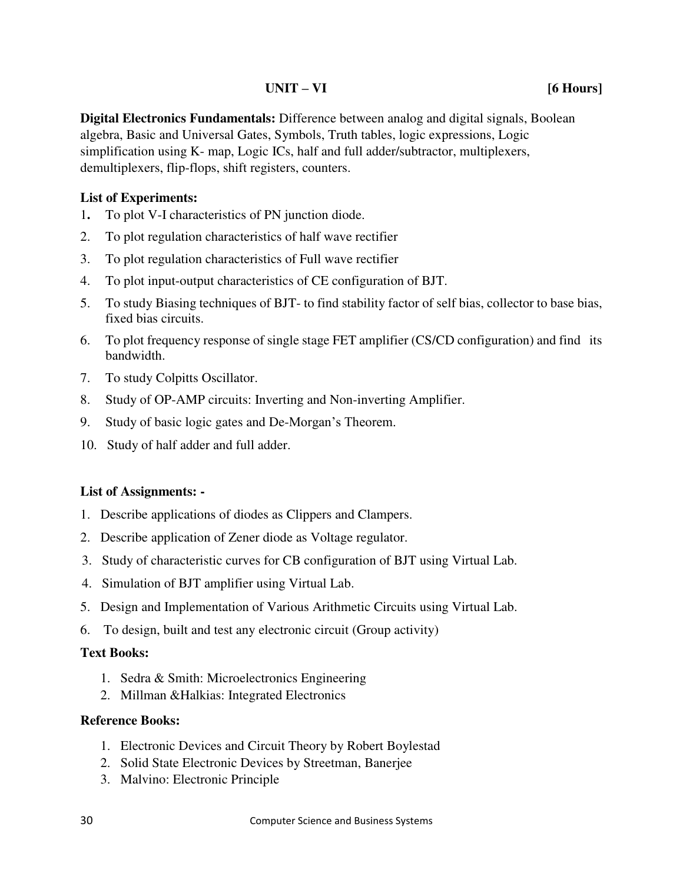## UNIT – VI [6 Hours]

**Digital Electronics Fundamentals:** Difference between analog and digital signals, Boolean algebra, Basic and Universal Gates, Symbols, Truth tables, logic expressions, Logic simplification using K- map, Logic ICs, half and full adder/subtractor, multiplexers, demultiplexers, flip-flops, shift registers, counters.

**List of Experiments:**

1. To plot V-I characteristics of PN junction diode.
2. To plot regulation characteristics of half wave rectifier
3. To plot regulation characteristics of Full wave rectifier
4. To plot input-output characteristics of CE configuration of BJT.
5. To study Biasing techniques of BJT- to find stability factor of self bias, collector to base bias, fixed bias circuits.
6. To plot frequency response of single stage FET amplifier (CS/CD configuration) and find its bandwidth.
7. To study Colpitts Oscillator.
8. Study of OP-AMP circuits: Inverting and Non-inverting Amplifier.
9. Study of basic logic gates and De-Morgan's Theorem.
10. Study of half adder and full adder.

**List of Assignments: -**

1. Describe applications of diodes as Clippers and Clampers.
2. Describe application of Zener diode as Voltage regulator.
3. Study of characteristic curves for CB configuration of BJT using Virtual Lab.
4. Simulation of BJT amplifier using Virtual Lab.
5. Design and Implementation of Various Arithmetic Circuits using Virtual Lab.
6. To design, built and test any electronic circuit (Group activity)

**Text Books:**

1. Sedra & Smith: Microelectronics Engineering
2. Millman &Halkias: Integrated Electronics

**Reference Books:**

1. Electronic Devices and Circuit Theory by Robert Boylestad
2. Solid State Electronic Devices by Streetman, Banerjee
3. Malvino: Electronic Principle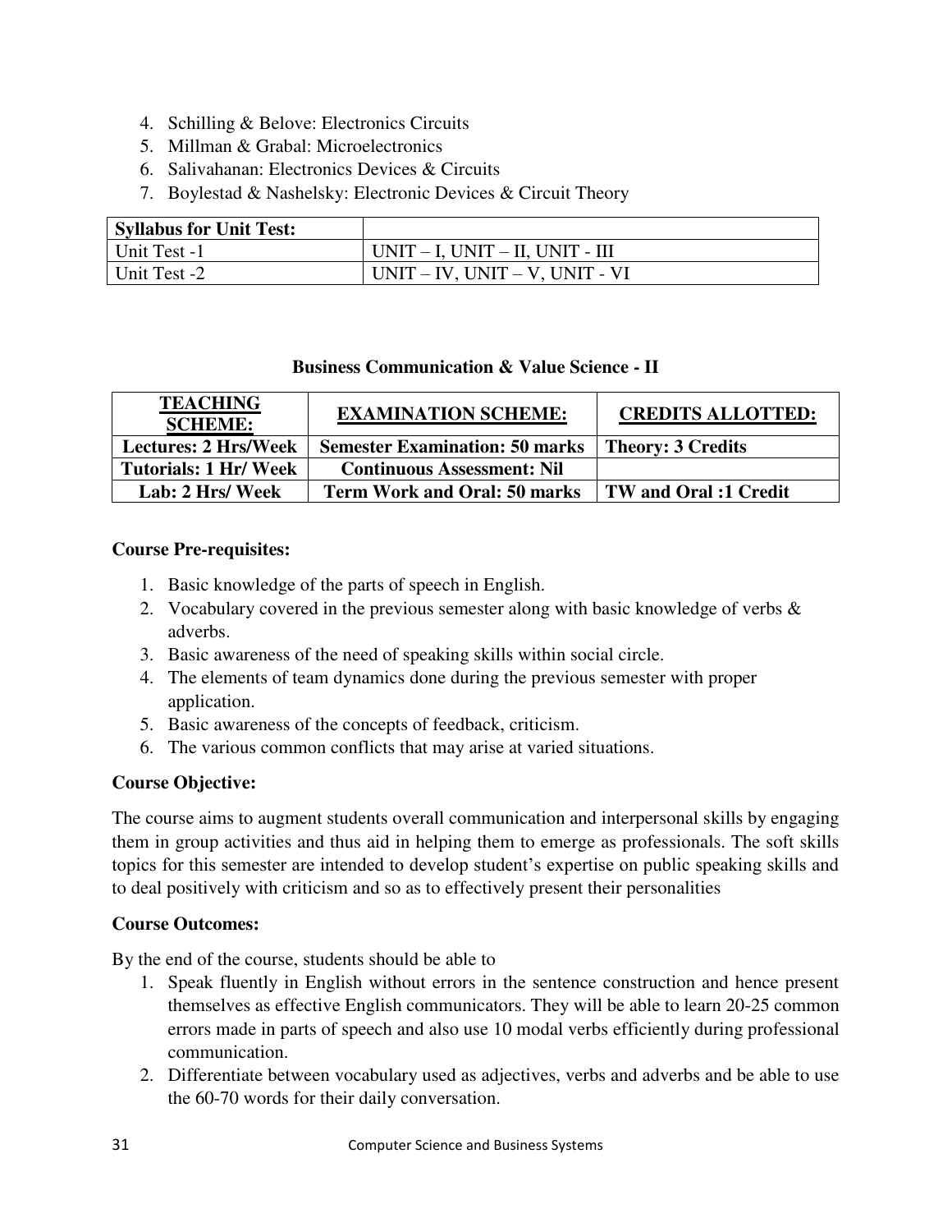4. Schilling & Belove: Electronics Circuits
5. Millman & Grabal: Microelectronics
6. Salivahanan: Electronics Devices & Circuits
7. Boylestad & Nashelsky: Electronic Devices & Circuit Theory

| **Syllabus for Unit Test:** | |
|---|---|
| Unit Test -1 | UNIT – I, UNIT – II, UNIT - III |
| Unit Test -2 | UNIT – IV, UNIT – V, UNIT - VI |

### Business Communication & Value Science - II

| **TEACHING SCHEME:** | **EXAMINATION SCHEME:** | **CREDITS ALLOTTED:** |
|---|---|---|
| **Lectures: 2 Hrs/Week** | **Semester Examination: 50 marks** | **Theory: 3 Credits** |
| **Tutorials: 1 Hr/ Week** | **Continuous Assessment: Nil** | |
| **Lab: 2 Hrs/ Week** | **Term Work and Oral: 50 marks** | **TW and Oral :1 Credit** |

**Course Pre-requisites:**

1. Basic knowledge of the parts of speech in English.
2. Vocabulary covered in the previous semester along with basic knowledge of verbs & adverbs.
3. Basic awareness of the need of speaking skills within social circle.
4. The elements of team dynamics done during the previous semester with proper application.
5. Basic awareness of the concepts of feedback, criticism.
6. The various common conflicts that may arise at varied situations.

**Course Objective:**

The course aims to augment students overall communication and interpersonal skills by engaging them in group activities and thus aid in helping them to emerge as professionals. The soft skills topics for this semester are intended to develop student's expertise on public speaking skills and to deal positively with criticism and so as to effectively present their personalities

**Course Outcomes:**

By the end of the course, students should be able to

1. Speak fluently in English without errors in the sentence construction and hence present themselves as effective English communicators. They will be able to learn 20-25 common errors made in parts of speech and also use 10 modal verbs efficiently during professional communication.
2. Differentiate between vocabulary used as adjectives, verbs and adverbs and be able to use the 60-70 words for their daily conversation.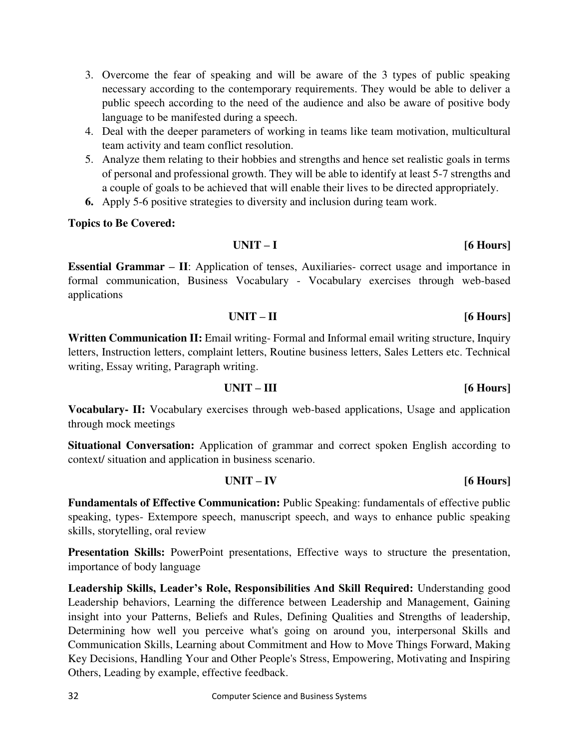3. Overcome the fear of speaking and will be aware of the 3 types of public speaking necessary according to the contemporary requirements. They would be able to deliver a public speech according to the need of the audience and also be aware of positive body language to be manifested during a speech.
4. Deal with the deeper parameters of working in teams like team motivation, multicultural team activity and team conflict resolution.
5. Analyze them relating to their hobbies and strengths and hence set realistic goals in terms of personal and professional growth. They will be able to identify at least 5-7 strengths and a couple of goals to be achieved that will enable their lives to be directed appropriately.
6. Apply 5-6 positive strategies to diversity and inclusion during team work.

**Topics to Be Covered:**

**UNIT – I** **[6 Hours]**

**Essential Grammar – II**: Application of tenses, Auxiliaries- correct usage and importance in formal communication, Business Vocabulary - Vocabulary exercises through web-based applications

**UNIT – II** **[6 Hours]**

**Written Communication II:** Email writing- Formal and Informal email writing structure, Inquiry letters, Instruction letters, complaint letters, Routine business letters, Sales Letters etc. Technical writing, Essay writing, Paragraph writing.

**UNIT – III** **[6 Hours]**

**Vocabulary- II:** Vocabulary exercises through web-based applications, Usage and application through mock meetings

**Situational Conversation:** Application of grammar and correct spoken English according to context/ situation and application in business scenario.

**UNIT – IV** **[6 Hours]**

**Fundamentals of Effective Communication:** Public Speaking: fundamentals of effective public speaking, types- Extempore speech, manuscript speech, and ways to enhance public speaking skills, storytelling, oral review

**Presentation Skills:** PowerPoint presentations, Effective ways to structure the presentation, importance of body language

**Leadership Skills, Leader's Role, Responsibilities And Skill Required:** Understanding good Leadership behaviors, Learning the difference between Leadership and Management, Gaining insight into your Patterns, Beliefs and Rules, Defining Qualities and Strengths of leadership, Determining how well you perceive what's going on around you, interpersonal Skills and Communication Skills, Learning about Commitment and How to Move Things Forward, Making Key Decisions, Handling Your and Other People's Stress, Empowering, Motivating and Inspiring Others, Leading by example, effective feedback.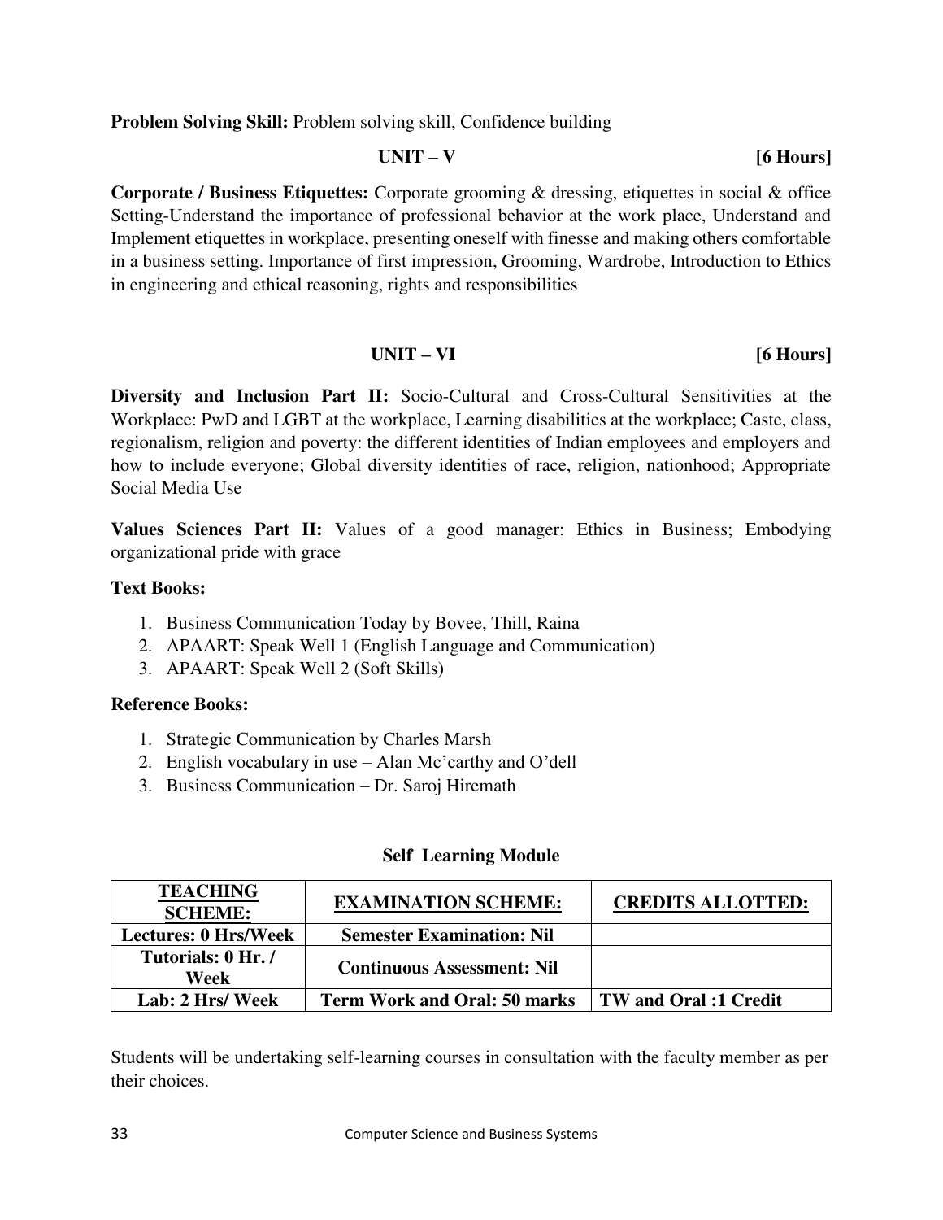**Problem Solving Skill:** Problem solving skill, Confidence building

### UNIT – V [6 Hours]

**Corporate / Business Etiquettes:** Corporate grooming & dressing, etiquettes in social & office Setting-Understand the importance of professional behavior at the work place, Understand and Implement etiquettes in workplace, presenting oneself with finesse and making others comfortable in a business setting. Importance of first impression, Grooming, Wardrobe, Introduction to Ethics in engineering and ethical reasoning, rights and responsibilities

### UNIT – VI [6 Hours]

**Diversity and Inclusion Part II:** Socio-Cultural and Cross-Cultural Sensitivities at the Workplace: PwD and LGBT at the workplace, Learning disabilities at the workplace; Caste, class, regionalism, religion and poverty: the different identities of Indian employees and employers and how to include everyone; Global diversity identities of race, religion, nationhood; Appropriate Social Media Use

**Values Sciences Part II:** Values of a good manager: Ethics in Business; Embodying organizational pride with grace

**Text Books:**

1. Business Communication Today by Bovee, Thill, Raina
2. APAART: Speak Well 1 (English Language and Communication)
3. APAART: Speak Well 2 (Soft Skills)

**Reference Books:**

1. Strategic Communication by Charles Marsh
2. English vocabulary in use – Alan Mc'carthy and O'dell
3. Business Communication – Dr. Saroj Hiremath

### Self Learning Module

| TEACHING SCHEME: | EXAMINATION SCHEME: | CREDITS ALLOTTED: |
|---|---|---|
| Lectures: 0 Hrs/Week | Semester Examination: Nil | |
| Tutorials: 0 Hr. / Week | Continuous Assessment: Nil | |
| Lab: 2 Hrs/ Week | Term Work and Oral: 50 marks | TW and Oral :1 Credit |

Students will be undertaking self-learning courses in consultation with the faculty member as per their choices.